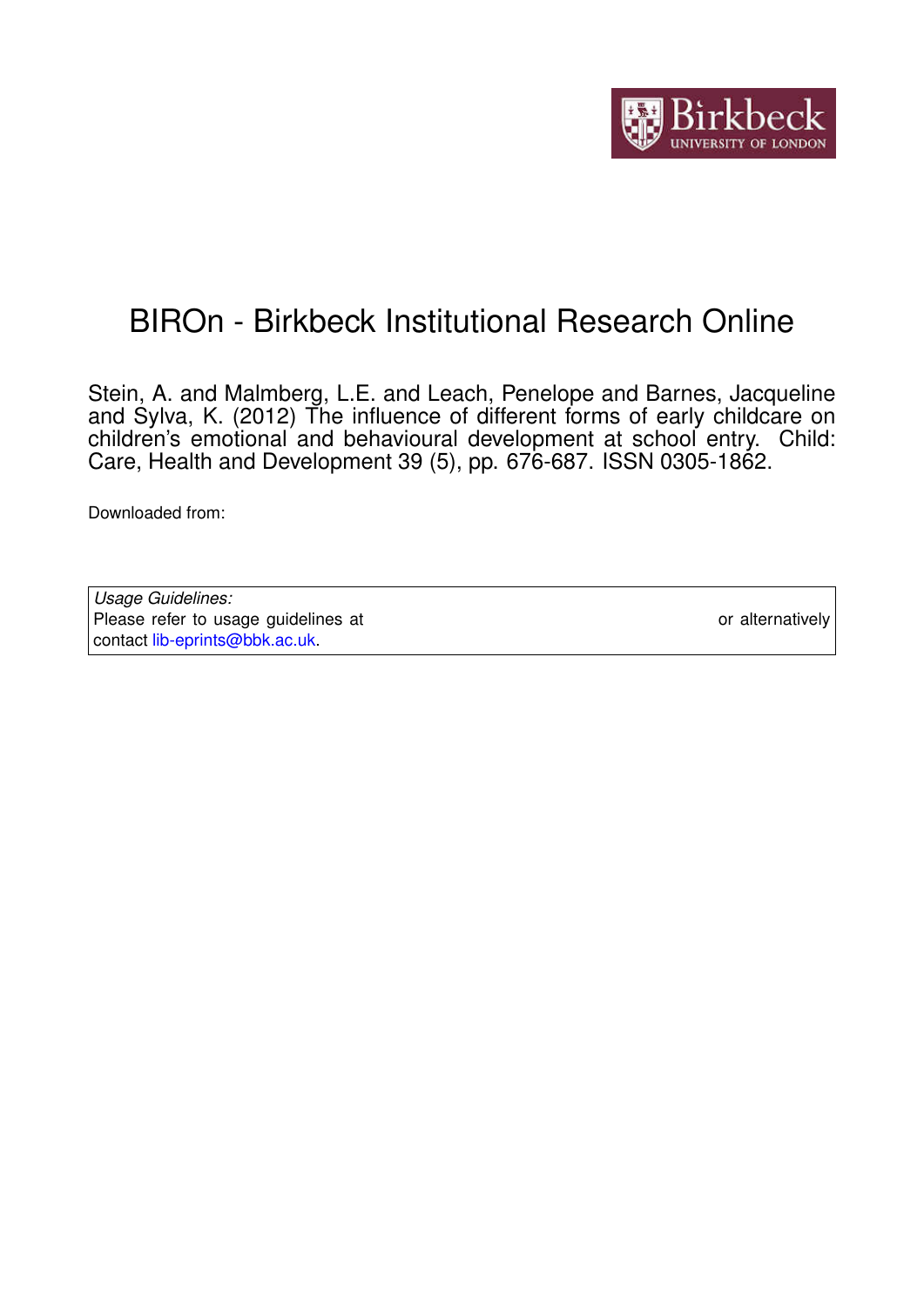# BIROn - Birkbeck Institutional Research Online

Stein, A. and Malmberg, L.E. and Leach, Penelope and Barnes, Jacqueline and Sylva, K. (2012) The influence of different forms of early childcare on children's emotional and behavioural development at school entry. Child: Care, Health and Development 39 (5), pp. 676-687. ISSN 0305-1862.

Downloaded from:

*Usage Guidelines:*
Please refer to usage guidelines at or alternatively contact lib-eprints@bbk.ac.uk.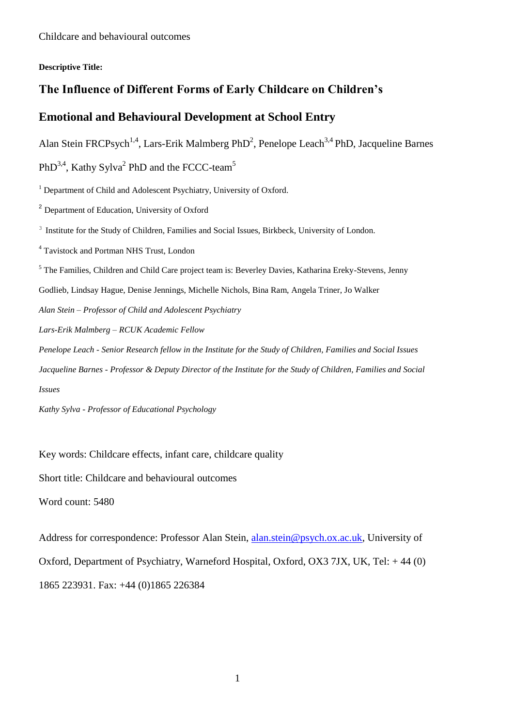**Descriptive Title:**

# The Influence of Different Forms of Early Childcare on Children's Emotional and Behavioural Development at School Entry

Alan Stein FRCPsych[1,4], Lars-Erik Malmberg PhD[2], Penelope Leach[3,4] PhD, Jacqueline Barnes PhD[3,4], Kathy Sylva[2] PhD and the FCCC-team[5]

[1] Department of Child and Adolescent Psychiatry, University of Oxford.

[2] Department of Education, University of Oxford

[3] Institute for the Study of Children, Families and Social Issues, Birkbeck, University of London.

[4] Tavistock and Portman NHS Trust, London

[5] The Families, Children and Child Care project team is: Beverley Davies, Katharina Ereky-Stevens, Jenny Godlieb, Lindsay Hague, Denise Jennings, Michelle Nichols, Bina Ram, Angela Triner, Jo Walker

*Alan Stein – Professor of Child and Adolescent Psychiatry*

*Lars-Erik Malmberg – RCUK Academic Fellow*

*Penelope Leach - Senior Research fellow in the Institute for the Study of Children, Families and Social Issues*

*Jacqueline Barnes - Professor & Deputy Director of the Institute for the Study of Children, Families and Social Issues*

*Kathy Sylva - Professor of Educational Psychology*

Key words: Childcare effects, infant care, childcare quality

Short title: Childcare and behavioural outcomes

Word count: 5480

Address for correspondence: Professor Alan Stein, alan.stein@psych.ox.ac.uk, University of Oxford, Department of Psychiatry, Warneford Hospital, Oxford, OX3 7JX, UK, Tel: + 44 (0) 1865 223931. Fax: +44 (0)1865 226384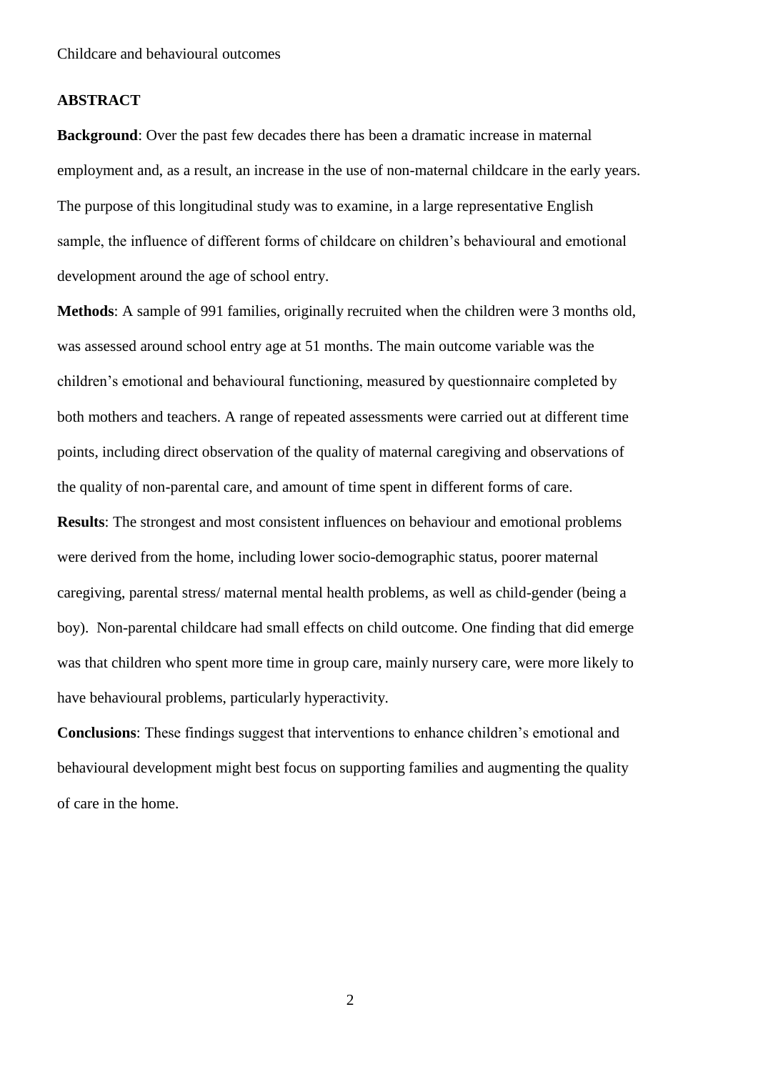## ABSTRACT

**Background**: Over the past few decades there has been a dramatic increase in maternal employment and, as a result, an increase in the use of non-maternal childcare in the early years. The purpose of this longitudinal study was to examine, in a large representative English sample, the influence of different forms of childcare on children's behavioural and emotional development around the age of school entry.

**Methods**: A sample of 991 families, originally recruited when the children were 3 months old, was assessed around school entry age at 51 months. The main outcome variable was the children's emotional and behavioural functioning, measured by questionnaire completed by both mothers and teachers. A range of repeated assessments were carried out at different time points, including direct observation of the quality of maternal caregiving and observations of the quality of non-parental care, and amount of time spent in different forms of care.

**Results**: The strongest and most consistent influences on behaviour and emotional problems were derived from the home, including lower socio-demographic status, poorer maternal caregiving, parental stress/ maternal mental health problems, as well as child-gender (being a boy). Non-parental childcare had small effects on child outcome. One finding that did emerge was that children who spent more time in group care, mainly nursery care, were more likely to have behavioural problems, particularly hyperactivity.

**Conclusions**: These findings suggest that interventions to enhance children's emotional and behavioural development might best focus on supporting families and augmenting the quality of care in the home.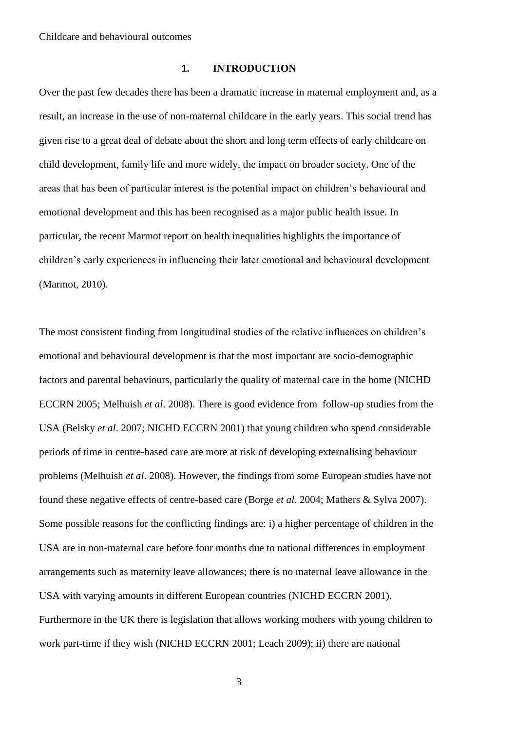## 1. INTRODUCTION

Over the past few decades there has been a dramatic increase in maternal employment and, as a result, an increase in the use of non-maternal childcare in the early years. This social trend has given rise to a great deal of debate about the short and long term effects of early childcare on child development, family life and more widely, the impact on broader society. One of the areas that has been of particular interest is the potential impact on children's behavioural and emotional development and this has been recognised as a major public health issue. In particular, the recent Marmot report on health inequalities highlights the importance of children's early experiences in influencing their later emotional and behavioural development (Marmot, 2010).

The most consistent finding from longitudinal studies of the relative influences on children's emotional and behavioural development is that the most important are socio-demographic factors and parental behaviours, particularly the quality of maternal care in the home (NICHD ECCRN 2005; Melhuish *et al*. 2008). There is good evidence from follow-up studies from the USA (Belsky *et al*. 2007; NICHD ECCRN 2001) that young children who spend considerable periods of time in centre-based care are more at risk of developing externalising behaviour problems (Melhuish *et al*. 2008). However, the findings from some European studies have not found these negative effects of centre-based care (Borge *et al*. 2004; Mathers & Sylva 2007). Some possible reasons for the conflicting findings are: i) a higher percentage of children in the USA are in non-maternal care before four months due to national differences in employment arrangements such as maternity leave allowances; there is no maternal leave allowance in the USA with varying amounts in different European countries (NICHD ECCRN 2001). Furthermore in the UK there is legislation that allows working mothers with young children to work part-time if they wish (NICHD ECCRN 2001; Leach 2009); ii) there are national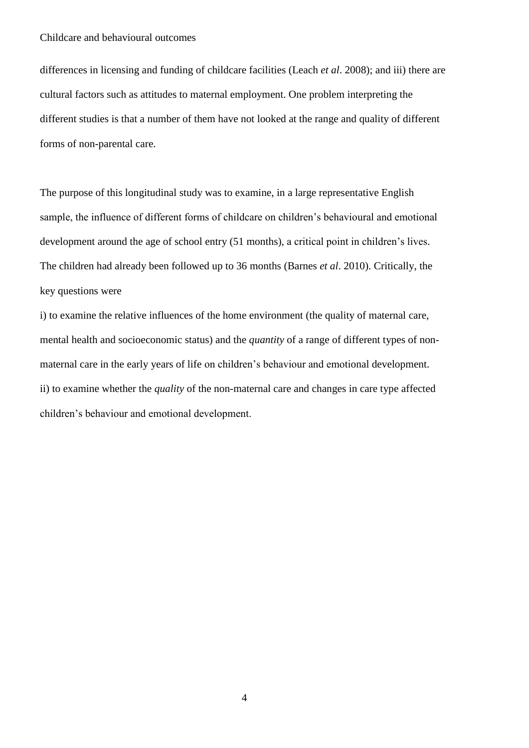differences in licensing and funding of childcare facilities (Leach *et al*. 2008); and iii) there are cultural factors such as attitudes to maternal employment. One problem interpreting the different studies is that a number of them have not looked at the range and quality of different forms of non-parental care.

The purpose of this longitudinal study was to examine, in a large representative English sample, the influence of different forms of childcare on children's behavioural and emotional development around the age of school entry (51 months), a critical point in children's lives. The children had already been followed up to 36 months (Barnes *et al*. 2010). Critically, the key questions were

i) to examine the relative influences of the home environment (the quality of maternal care, mental health and socioeconomic status) and the *quantity* of a range of different types of non-maternal care in the early years of life on children's behaviour and emotional development.

ii) to examine whether the *quality* of the non-maternal care and changes in care type affected children's behaviour and emotional development.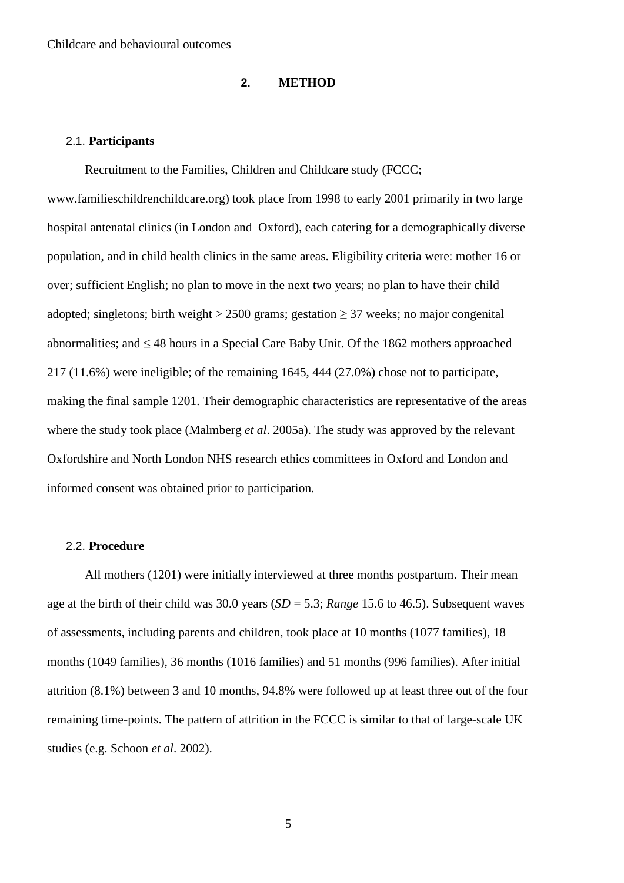## 2. METHOD

### 2.1. Participants

Recruitment to the Families, Children and Childcare study (FCCC; www.familieschildrenchildcare.org) took place from 1998 to early 2001 primarily in two large hospital antenatal clinics (in London and Oxford), each catering for a demographically diverse population, and in child health clinics in the same areas. Eligibility criteria were: mother 16 or over; sufficient English; no plan to move in the next two years; no plan to have their child adopted; singletons; birth weight > 2500 grams; gestation ≥ 37 weeks; no major congenital abnormalities; and ≤ 48 hours in a Special Care Baby Unit. Of the 1862 mothers approached 217 (11.6%) were ineligible; of the remaining 1645, 444 (27.0%) chose not to participate, making the final sample 1201. Their demographic characteristics are representative of the areas where the study took place (Malmberg *et al*. 2005a). The study was approved by the relevant Oxfordshire and North London NHS research ethics committees in Oxford and London and informed consent was obtained prior to participation.

### 2.2. Procedure

All mothers (1201) were initially interviewed at three months postpartum. Their mean age at the birth of their child was 30.0 years (*SD* = 5.3; *Range* 15.6 to 46.5). Subsequent waves of assessments, including parents and children, took place at 10 months (1077 families), 18 months (1049 families), 36 months (1016 families) and 51 months (996 families). After initial attrition (8.1%) between 3 and 10 months, 94.8% were followed up at least three out of the four remaining time-points. The pattern of attrition in the FCCC is similar to that of large-scale UK studies (e.g. Schoon *et al*. 2002).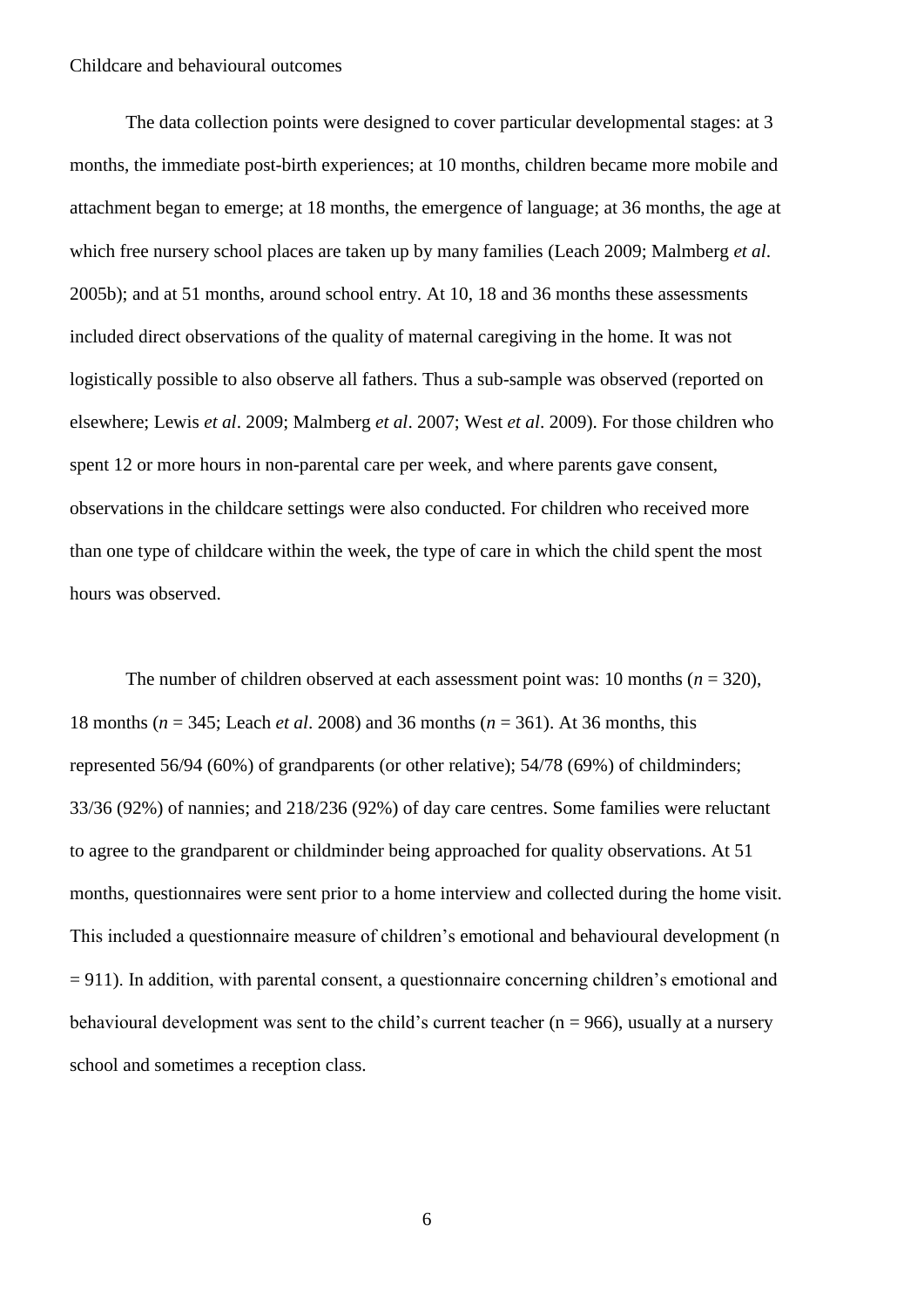The data collection points were designed to cover particular developmental stages: at 3 months, the immediate post-birth experiences; at 10 months, children became more mobile and attachment began to emerge; at 18 months, the emergence of language; at 36 months, the age at which free nursery school places are taken up by many families (Leach 2009; Malmberg *et al*. 2005b); and at 51 months, around school entry. At 10, 18 and 36 months these assessments included direct observations of the quality of maternal caregiving in the home. It was not logistically possible to also observe all fathers. Thus a sub-sample was observed (reported on elsewhere; Lewis *et al*. 2009; Malmberg *et al*. 2007; West *et al*. 2009). For those children who spent 12 or more hours in non-parental care per week, and where parents gave consent, observations in the childcare settings were also conducted. For children who received more than one type of childcare within the week, the type of care in which the child spent the most hours was observed.

The number of children observed at each assessment point was: 10 months ($n$ = 320), 18 months ($n$ = 345; Leach *et al*. 2008) and 36 months ($n$ = 361). At 36 months, this represented 56/94 (60%) of grandparents (or other relative); 54/78 (69%) of childminders; 33/36 (92%) of nannies; and 218/236 (92%) of day care centres. Some families were reluctant to agree to the grandparent or childminder being approached for quality observations. At 51 months, questionnaires were sent prior to a home interview and collected during the home visit. This included a questionnaire measure of children's emotional and behavioural development (n = 911). In addition, with parental consent, a questionnaire concerning children's emotional and behavioural development was sent to the child's current teacher (n = 966), usually at a nursery school and sometimes a reception class.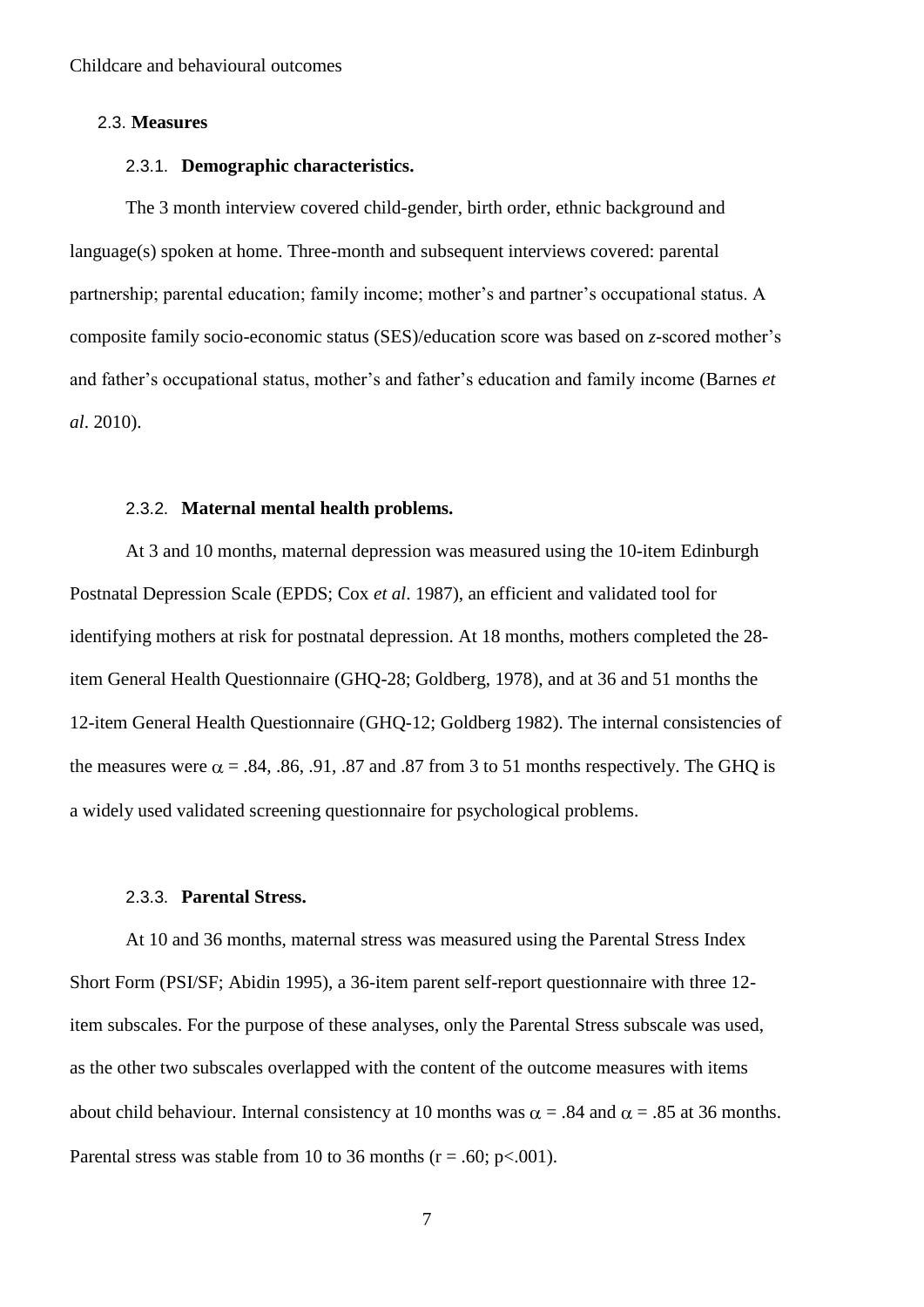### 2.3. **Measures**

#### 2.3.1. **Demographic characteristics.**

The 3 month interview covered child-gender, birth order, ethnic background and language(s) spoken at home. Three-month and subsequent interviews covered: parental partnership; parental education; family income; mother's and partner's occupational status. A composite family socio-economic status (SES)/education score was based on *z*-scored mother's and father's occupational status, mother's and father's education and family income (Barnes *et al*. 2010).

#### 2.3.2. **Maternal mental health problems.**

At 3 and 10 months, maternal depression was measured using the 10-item Edinburgh Postnatal Depression Scale (EPDS; Cox *et al*. 1987), an efficient and validated tool for identifying mothers at risk for postnatal depression. At 18 months, mothers completed the 28-item General Health Questionnaire (GHQ-28; Goldberg, 1978), and at 36 and 51 months the 12-item General Health Questionnaire (GHQ-12; Goldberg 1982). The internal consistencies of the measures were $\alpha$ = .84, .86, .91, .87 and .87 from 3 to 51 months respectively. The GHQ is a widely used validated screening questionnaire for psychological problems.

#### 2.3.3. **Parental Stress.**

At 10 and 36 months, maternal stress was measured using the Parental Stress Index Short Form (PSI/SF; Abidin 1995), a 36-item parent self-report questionnaire with three 12-item subscales. For the purpose of these analyses, only the Parental Stress subscale was used, as the other two subscales overlapped with the content of the outcome measures with items about child behaviour. Internal consistency at 10 months was $\alpha$ = .84 and $\alpha$ = .85 at 36 months. Parental stress was stable from 10 to 36 months ($r$ = .60; $p$<.001).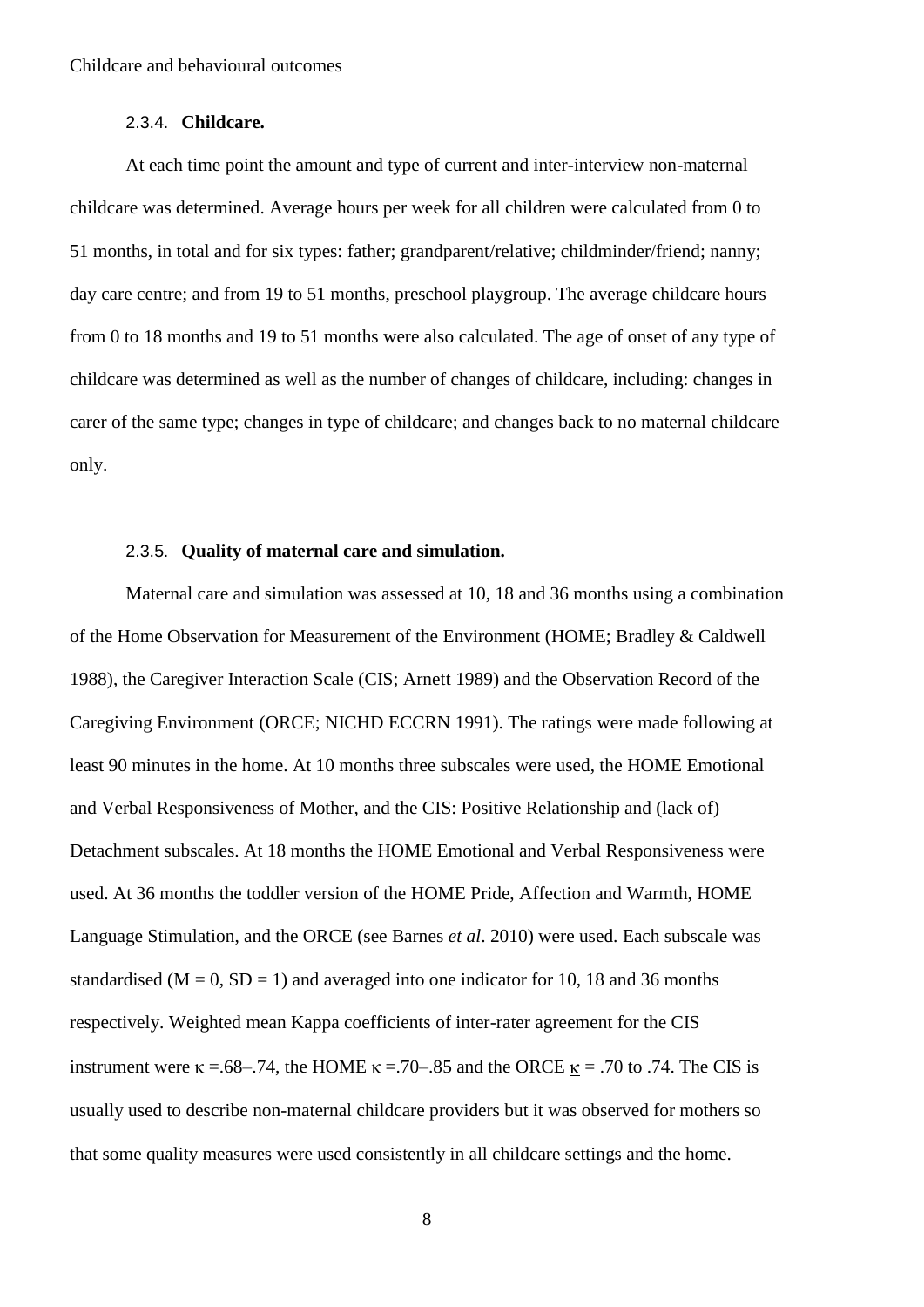### 2.3.4. **Childcare.**

At each time point the amount and type of current and inter-interview non-maternal childcare was determined. Average hours per week for all children were calculated from 0 to 51 months, in total and for six types: father; grandparent/relative; childminder/friend; nanny; day care centre; and from 19 to 51 months, preschool playgroup. The average childcare hours from 0 to 18 months and 19 to 51 months were also calculated. The age of onset of any type of childcare was determined as well as the number of changes of childcare, including: changes in carer of the same type; changes in type of childcare; and changes back to no maternal childcare only.

### 2.3.5. **Quality of maternal care and simulation.**

Maternal care and simulation was assessed at 10, 18 and 36 months using a combination of the Home Observation for Measurement of the Environment (HOME; Bradley & Caldwell 1988), the Caregiver Interaction Scale (CIS; Arnett 1989) and the Observation Record of the Caregiving Environment (ORCE; NICHD ECCRN 1991). The ratings were made following at least 90 minutes in the home. At 10 months three subscales were used, the HOME Emotional and Verbal Responsiveness of Mother, and the CIS: Positive Relationship and (lack of) Detachment subscales. At 18 months the HOME Emotional and Verbal Responsiveness were used. At 36 months the toddler version of the HOME Pride, Affection and Warmth, HOME Language Stimulation, and the ORCE (see Barnes *et al*. 2010) were used. Each subscale was standardised ($M = 0$, $SD = 1$) and averaged into one indicator for 10, 18 and 36 months respectively. Weighted mean Kappa coefficients of inter-rater agreement for the CIS instrument were $\kappa$ =.68–.74, the HOME $\kappa$ =.70–.85 and the ORCE $\kappa$ = .70 to .74. The CIS is usually used to describe non-maternal childcare providers but it was observed for mothers so that some quality measures were used consistently in all childcare settings and the home.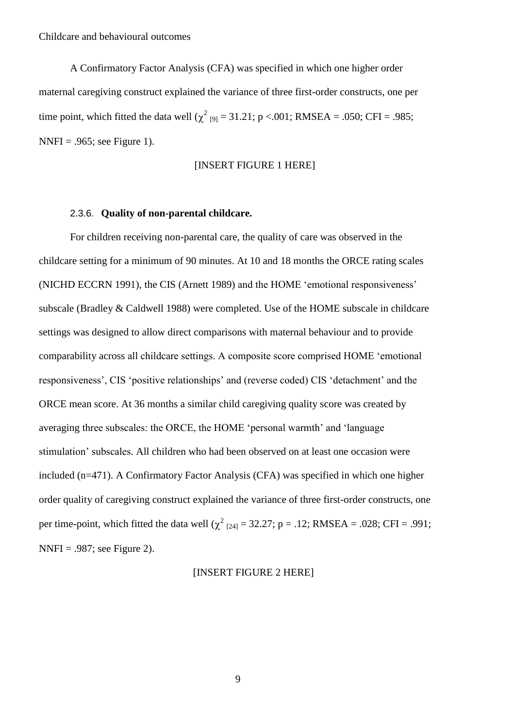A Confirmatory Factor Analysis (CFA) was specified in which one higher order maternal caregiving construct explained the variance of three first-order constructs, one per time point, which fitted the data well ($\chi^2_{[9]} = 31.21$; $p < .001$; RMSEA = .050; CFI = .985; NNFI = .965; see Figure 1).

[INSERT FIGURE 1 HERE]

### 2.3.6. **Quality of non-parental childcare.**

For children receiving non-parental care, the quality of care was observed in the childcare setting for a minimum of 90 minutes. At 10 and 18 months the ORCE rating scales (NICHD ECCRN 1991), the CIS (Arnett 1989) and the HOME 'emotional responsiveness' subscale (Bradley & Caldwell 1988) were completed. Use of the HOME subscale in childcare settings was designed to allow direct comparisons with maternal behaviour and to provide comparability across all childcare settings. A composite score comprised HOME 'emotional responsiveness', CIS 'positive relationships' and (reverse coded) CIS 'detachment' and the ORCE mean score. At 36 months a similar child caregiving quality score was created by averaging three subscales: the ORCE, the HOME 'personal warmth' and 'language stimulation' subscales. All children who had been observed on at least one occasion were included (n=471). A Confirmatory Factor Analysis (CFA) was specified in which one higher order quality of caregiving construct explained the variance of three first-order constructs, one per time-point, which fitted the data well ($\chi^2_{[24]} = 32.27$; $p = .12$; RMSEA = .028; CFI = .991; NNFI = .987; see Figure 2).

[INSERT FIGURE 2 HERE]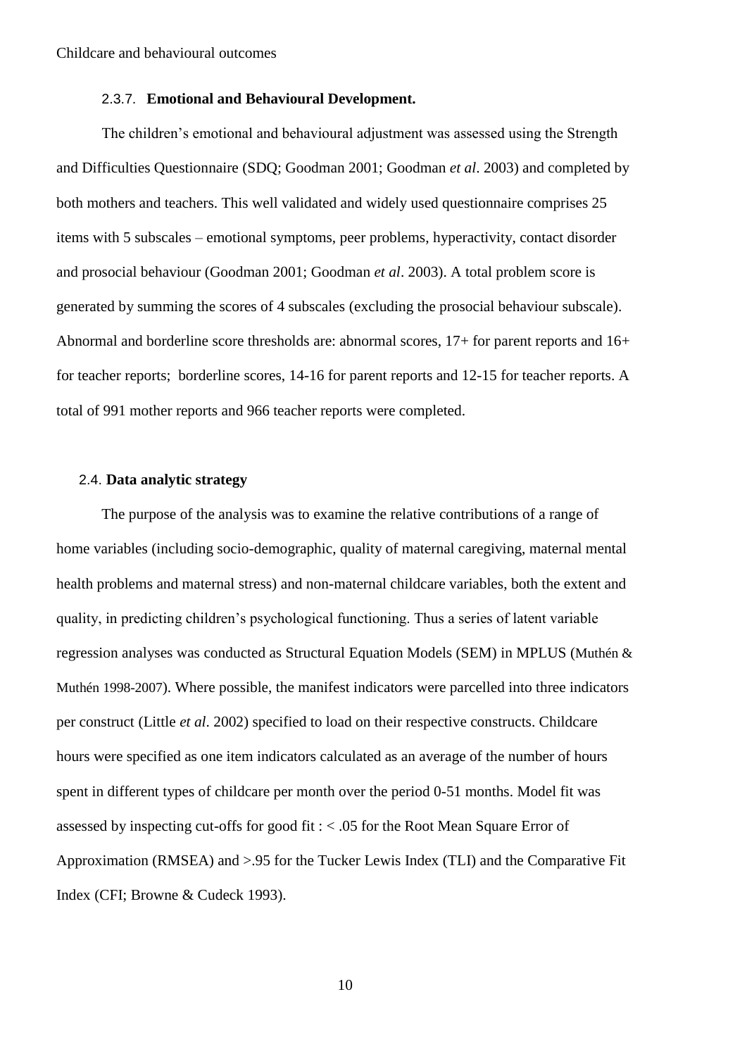### 2.3.7. **Emotional and Behavioural Development.**

The children's emotional and behavioural adjustment was assessed using the Strength and Difficulties Questionnaire (SDQ; Goodman 2001; Goodman *et al*. 2003) and completed by both mothers and teachers. This well validated and widely used questionnaire comprises 25 items with 5 subscales – emotional symptoms, peer problems, hyperactivity, contact disorder and prosocial behaviour (Goodman 2001; Goodman *et al*. 2003). A total problem score is generated by summing the scores of 4 subscales (excluding the prosocial behaviour subscale). Abnormal and borderline score thresholds are: abnormal scores, 17+ for parent reports and 16+ for teacher reports; borderline scores, 14-16 for parent reports and 12-15 for teacher reports. A total of 991 mother reports and 966 teacher reports were completed.

## 2.4. **Data analytic strategy**

The purpose of the analysis was to examine the relative contributions of a range of home variables (including socio-demographic, quality of maternal caregiving, maternal mental health problems and maternal stress) and non-maternal childcare variables, both the extent and quality, in predicting children's psychological functioning. Thus a series of latent variable regression analyses was conducted as Structural Equation Models (SEM) in MPLUS (Muthén & Muthén 1998-2007). Where possible, the manifest indicators were parcelled into three indicators per construct (Little *et al*. 2002) specified to load on their respective constructs. Childcare hours were specified as one item indicators calculated as an average of the number of hours spent in different types of childcare per month over the period 0-51 months. Model fit was assessed by inspecting cut-offs for good fit : < .05 for the Root Mean Square Error of Approximation (RMSEA) and >.95 for the Tucker Lewis Index (TLI) and the Comparative Fit Index (CFI; Browne & Cudeck 1993).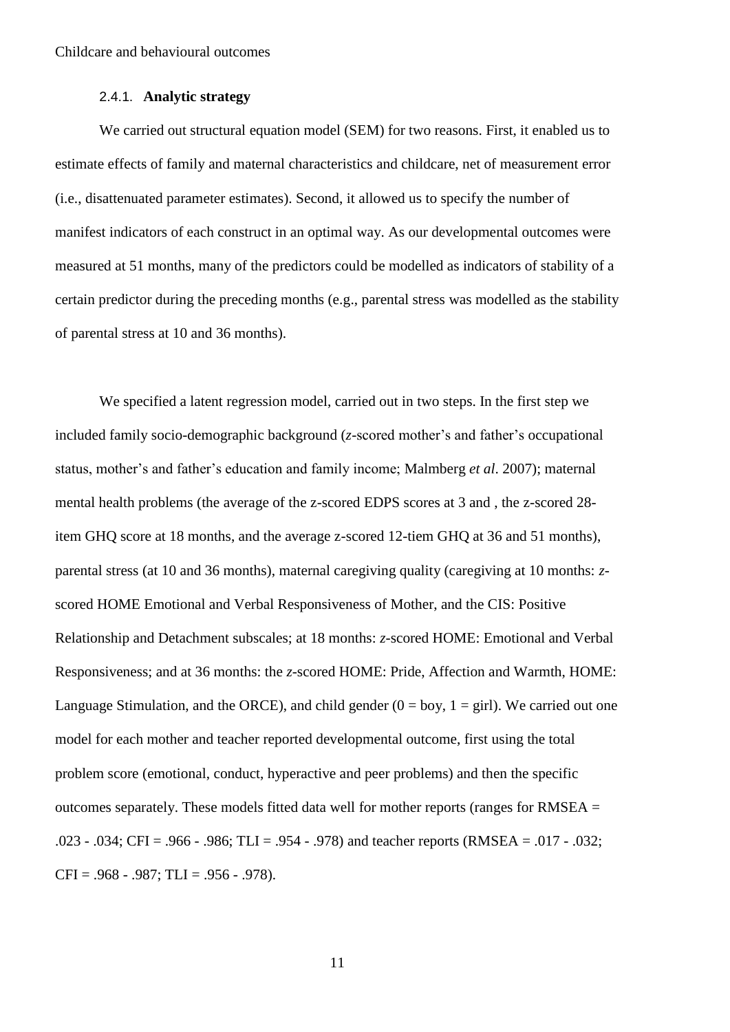#### 2.4.1. **Analytic strategy**

We carried out structural equation model (SEM) for two reasons. First, it enabled us to estimate effects of family and maternal characteristics and childcare, net of measurement error (i.e., disattenuated parameter estimates). Second, it allowed us to specify the number of manifest indicators of each construct in an optimal way. As our developmental outcomes were measured at 51 months, many of the predictors could be modelled as indicators of stability of a certain predictor during the preceding months (e.g., parental stress was modelled as the stability of parental stress at 10 and 36 months).

We specified a latent regression model, carried out in two steps. In the first step we included family socio-demographic background (*z*-scored mother's and father's occupational status, mother's and father's education and family income; Malmberg *et al*. 2007); maternal mental health problems (the average of the z-scored EDPS scores at 3 and , the z-scored 28-item GHQ score at 18 months, and the average z-scored 12-tiem GHQ at 36 and 51 months), parental stress (at 10 and 36 months), maternal caregiving quality (caregiving at 10 months: *z*-scored HOME Emotional and Verbal Responsiveness of Mother, and the CIS: Positive Relationship and Detachment subscales; at 18 months: *z*-scored HOME: Emotional and Verbal Responsiveness; and at 36 months: the *z*-scored HOME: Pride, Affection and Warmth, HOME: Language Stimulation, and the ORCE), and child gender (0 = boy, 1 = girl). We carried out one model for each mother and teacher reported developmental outcome, first using the total problem score (emotional, conduct, hyperactive and peer problems) and then the specific outcomes separately. These models fitted data well for mother reports (ranges for RMSEA = .023 - .034; CFI = .966 - .986; TLI = .954 - .978) and teacher reports (RMSEA = .017 - .032; CFI = .968 - .987; TLI = .956 - .978).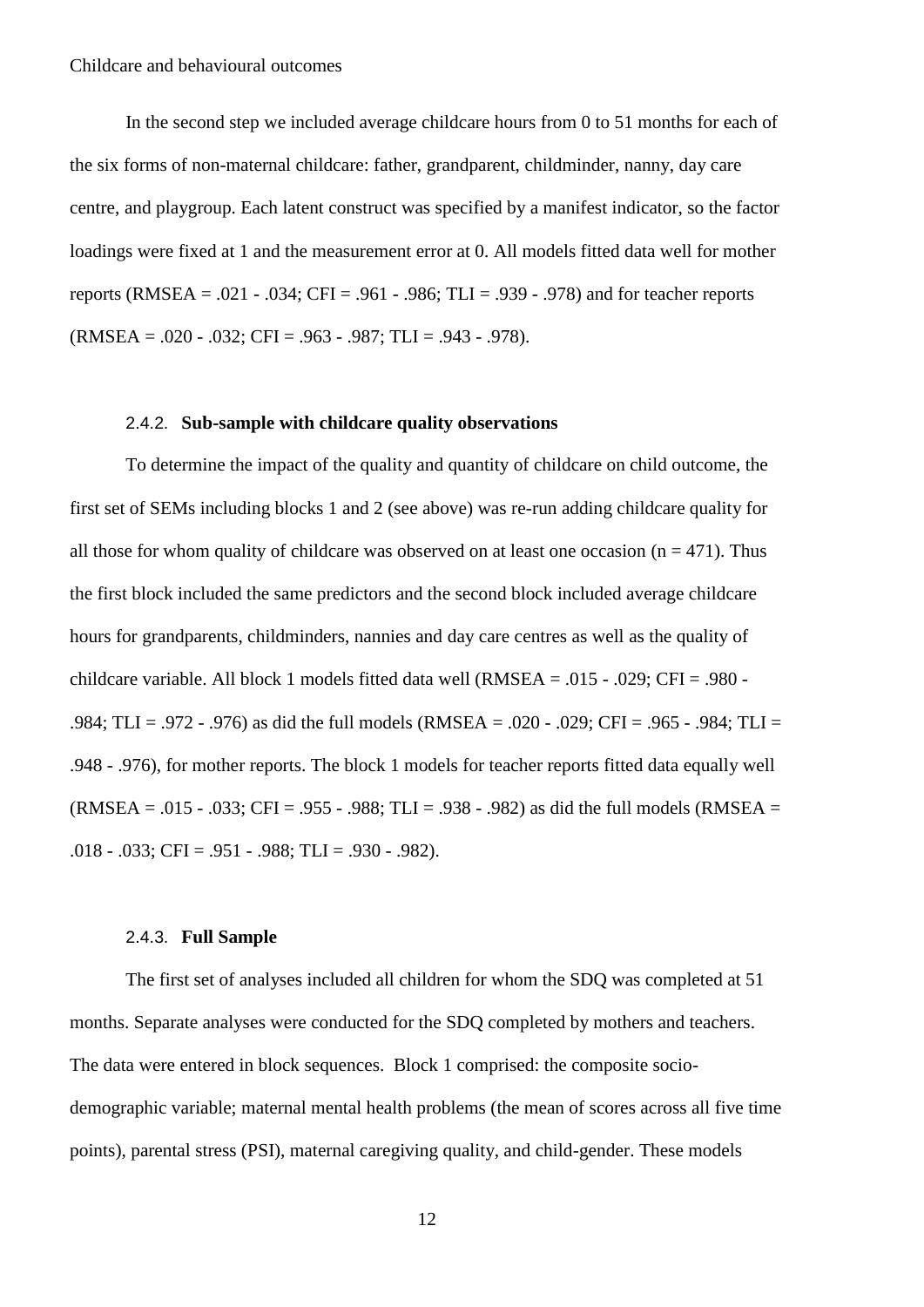In the second step we included average childcare hours from 0 to 51 months for each of the six forms of non-maternal childcare: father, grandparent, childminder, nanny, day care centre, and playgroup. Each latent construct was specified by a manifest indicator, so the factor loadings were fixed at 1 and the measurement error at 0. All models fitted data well for mother reports (RMSEA = .021 - .034; CFI = .961 - .986; TLI = .939 - .978) and for teacher reports (RMSEA = .020 - .032; CFI = .963 - .987; TLI = .943 - .978).

### 2.4.2. Sub-sample with childcare quality observations

To determine the impact of the quality and quantity of childcare on child outcome, the first set of SEMs including blocks 1 and 2 (see above) was re-run adding childcare quality for all those for whom quality of childcare was observed on at least one occasion ($n = 471$). Thus the first block included the same predictors and the second block included average childcare hours for grandparents, childminders, nannies and day care centres as well as the quality of childcare variable. All block 1 models fitted data well (RMSEA = .015 - .029; CFI = .980 - .984; TLI = .972 - .976) as did the full models (RMSEA = .020 - .029; CFI = .965 - .984; TLI = .948 - .976), for mother reports. The block 1 models for teacher reports fitted data equally well (RMSEA = .015 - .033; CFI = .955 - .988; TLI = .938 - .982) as did the full models (RMSEA = .018 - .033; CFI = .951 - .988; TLI = .930 - .982).

### 2.4.3. Full Sample

The first set of analyses included all children for whom the SDQ was completed at 51 months. Separate analyses were conducted for the SDQ completed by mothers and teachers. The data were entered in block sequences. Block 1 comprised: the composite socio-demographic variable; maternal mental health problems (the mean of scores across all five time points), parental stress (PSI), maternal caregiving quality, and child-gender. These models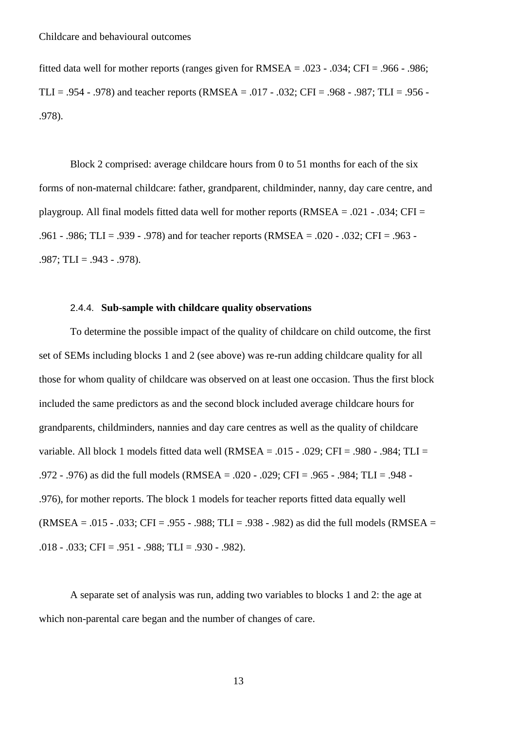fitted data well for mother reports (ranges given for RMSEA = .023 - .034; CFI = .966 - .986; TLI = .954 - .978) and teacher reports (RMSEA = .017 - .032; CFI = .968 - .987; TLI = .956 - .978).

Block 2 comprised: average childcare hours from 0 to 51 months for each of the six forms of non-maternal childcare: father, grandparent, childminder, nanny, day care centre, and playgroup. All final models fitted data well for mother reports (RMSEA = .021 - .034; CFI = .961 - .986; TLI = .939 - .978) and for teacher reports (RMSEA = .020 - .032; CFI = .963 - .987; TLI = .943 - .978).

#### 2.4.4. Sub-sample with childcare quality observations

To determine the possible impact of the quality of childcare on child outcome, the first set of SEMs including blocks 1 and 2 (see above) was re-run adding childcare quality for all those for whom quality of childcare was observed on at least one occasion. Thus the first block included the same predictors as and the second block included average childcare hours for grandparents, childminders, nannies and day care centres as well as the quality of childcare variable. All block 1 models fitted data well (RMSEA = .015 - .029; CFI = .980 - .984; TLI = .972 - .976) as did the full models (RMSEA = .020 - .029; CFI = .965 - .984; TLI = .948 - .976), for mother reports. The block 1 models for teacher reports fitted data equally well (RMSEA = .015 - .033; CFI = .955 - .988; TLI = .938 - .982) as did the full models (RMSEA = .018 - .033; CFI = .951 - .988; TLI = .930 - .982).

A separate set of analysis was run, adding two variables to blocks 1 and 2: the age at which non-parental care began and the number of changes of care.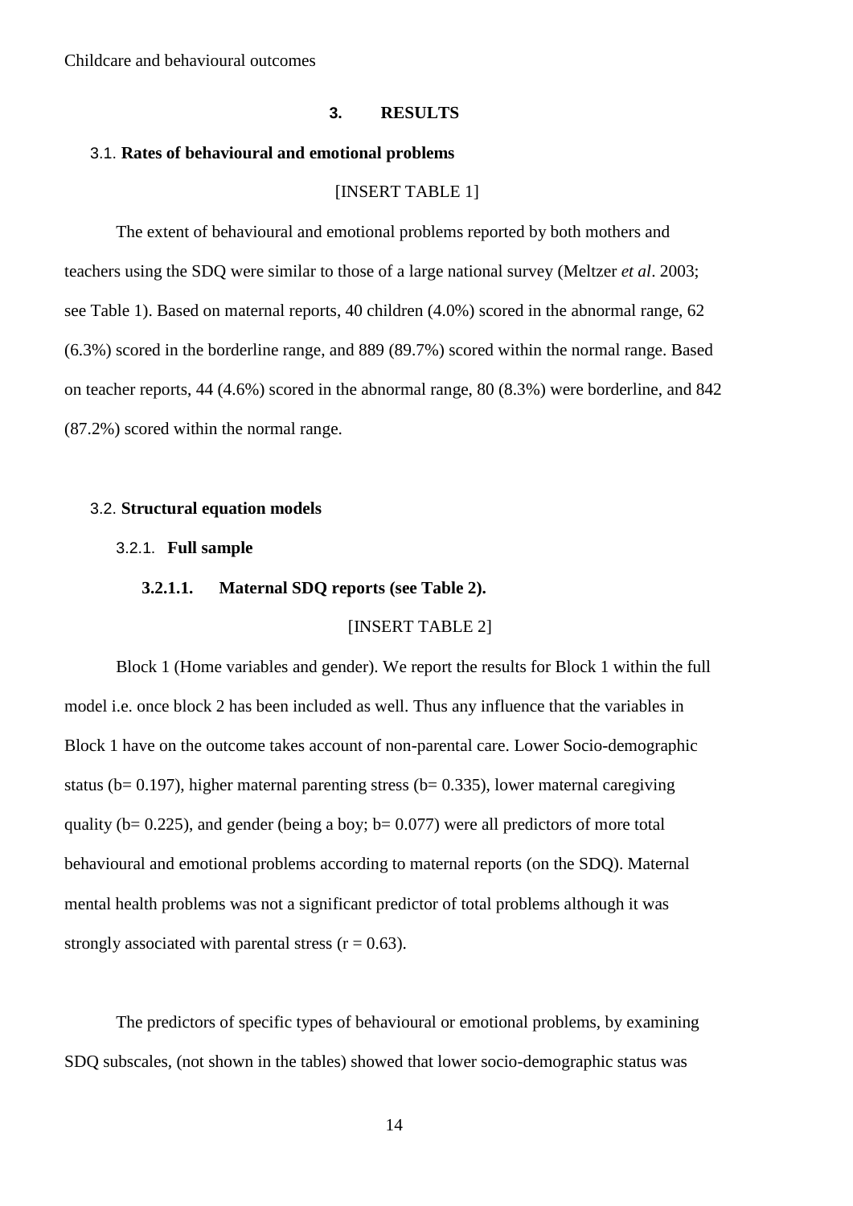## 3. RESULTS

### 3.1. Rates of behavioural and emotional problems

[INSERT TABLE 1]

The extent of behavioural and emotional problems reported by both mothers and teachers using the SDQ were similar to those of a large national survey (Meltzer *et al*. 2003; see Table 1). Based on maternal reports, 40 children (4.0%) scored in the abnormal range, 62 (6.3%) scored in the borderline range, and 889 (89.7%) scored within the normal range. Based on teacher reports, 44 (4.6%) scored in the abnormal range, 80 (8.3%) were borderline, and 842 (87.2%) scored within the normal range.

### 3.2. Structural equation models

#### 3.2.1. Full sample

##### 3.2.1.1. Maternal SDQ reports (see Table 2).

[INSERT TABLE 2]

Block 1 (Home variables and gender). We report the results for Block 1 within the full model i.e. once block 2 has been included as well. Thus any influence that the variables in Block 1 have on the outcome takes account of non-parental care. Lower Socio-demographic status (b= 0.197), higher maternal parenting stress (b= 0.335), lower maternal caregiving quality (b= 0.225), and gender (being a boy; b= 0.077) were all predictors of more total behavioural and emotional problems according to maternal reports (on the SDQ). Maternal mental health problems was not a significant predictor of total problems although it was strongly associated with parental stress ($r = 0.63$).

The predictors of specific types of behavioural or emotional problems, by examining SDQ subscales, (not shown in the tables) showed that lower socio-demographic status was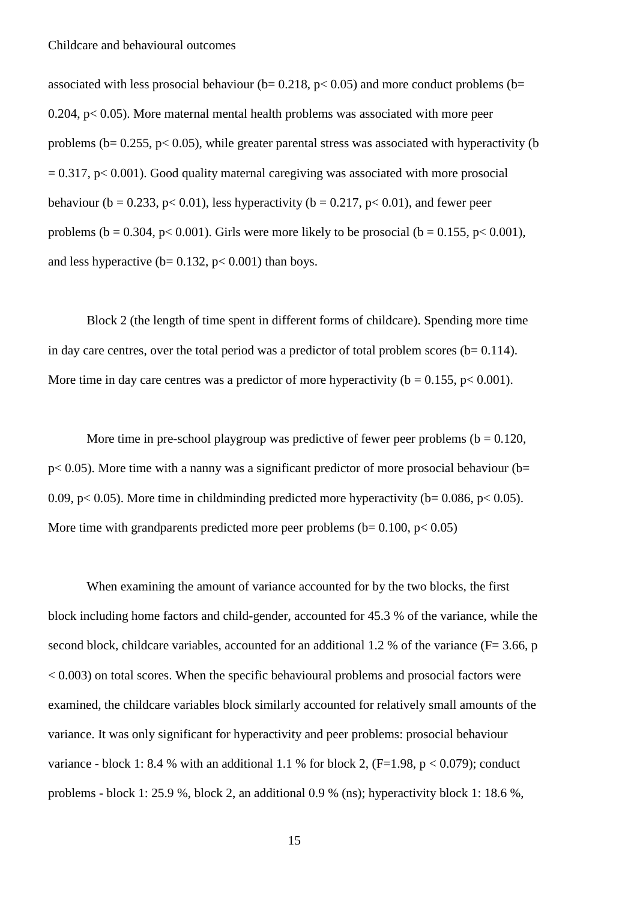associated with less prosocial behaviour ($b= 0.218$, $p< 0.05$) and more conduct problems ($b= 0.204$, $p< 0.05$). More maternal mental health problems was associated with more peer problems ($b= 0.255$, $p< 0.05$), while greater parental stress was associated with hyperactivity ($b = 0.317$, $p< 0.001$). Good quality maternal caregiving was associated with more prosocial behaviour ($b = 0.233$, $p< 0.01$), less hyperactivity ($b = 0.217$, $p< 0.01$), and fewer peer problems ($b = 0.304$, $p< 0.001$). Girls were more likely to be prosocial ($b = 0.155$, $p< 0.001$), and less hyperactive ($b= 0.132$, $p< 0.001$) than boys.

Block 2 (the length of time spent in different forms of childcare). Spending more time in day care centres, over the total period was a predictor of total problem scores ($b= 0.114$). More time in day care centres was a predictor of more hyperactivity ($b = 0.155$, $p< 0.001$).

More time in pre-school playgroup was predictive of fewer peer problems ($b = 0.120$, $p< 0.05$). More time with a nanny was a significant predictor of more prosocial behaviour ($b= 0.09$, $p< 0.05$). More time in childminding predicted more hyperactivity ($b= 0.086$, $p< 0.05$). More time with grandparents predicted more peer problems ($b= 0.100$, $p< 0.05$)

When examining the amount of variance accounted for by the two blocks, the first block including home factors and child-gender, accounted for 45.3 % of the variance, while the second block, childcare variables, accounted for an additional 1.2 % of the variance ($F= 3.66$, $p < 0.003$) on total scores. When the specific behavioural problems and prosocial factors were examined, the childcare variables block similarly accounted for relatively small amounts of the variance. It was only significant for hyperactivity and peer problems: prosocial behaviour variance - block 1: 8.4 % with an additional 1.1 % for block 2, ($F=1.98$, $p < 0.079$); conduct problems - block 1: 25.9 %, block 2, an additional 0.9 % (ns); hyperactivity block 1: 18.6 %,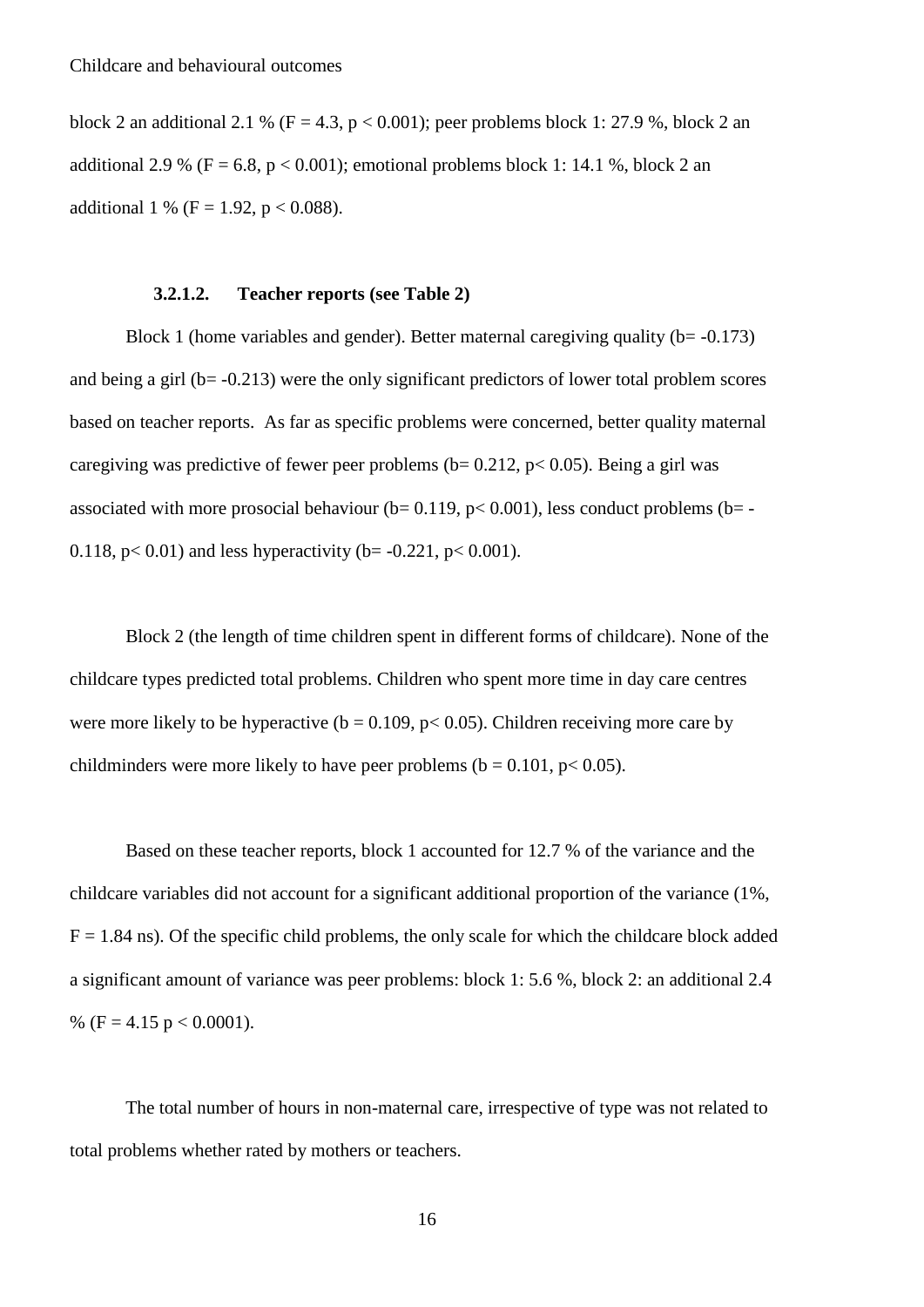block 2 an additional 2.1 % ($F = 4.3$, $p < 0.001$); peer problems block 1: 27.9 %, block 2 an additional 2.9 % ($F = 6.8$, $p < 0.001$); emotional problems block 1: 14.1 %, block 2 an additional 1 % ($F = 1.92$, $p < 0.088$).

#### 3.2.1.2. Teacher reports (see Table 2)

Block 1 (home variables and gender). Better maternal caregiving quality ($b = -0.173$) and being a girl ($b = -0.213$) were the only significant predictors of lower total problem scores based on teacher reports. As far as specific problems were concerned, better quality maternal caregiving was predictive of fewer peer problems ($b = 0.212$, $p < 0.05$). Being a girl was associated with more prosocial behaviour ($b = 0.119$, $p < 0.001$), less conduct problems ($b = -0.118$, $p < 0.01$) and less hyperactivity ($b = -0.221$, $p < 0.001$).

Block 2 (the length of time children spent in different forms of childcare). None of the childcare types predicted total problems. Children who spent more time in day care centres were more likely to be hyperactive ($b = 0.109$, $p < 0.05$). Children receiving more care by childminders were more likely to have peer problems ($b = 0.101$, $p < 0.05$).

Based on these teacher reports, block 1 accounted for 12.7 % of the variance and the childcare variables did not account for a significant additional proportion of the variance (1%, $F = 1.84$ ns). Of the specific child problems, the only scale for which the childcare block added a significant amount of variance was peer problems: block 1: 5.6 %, block 2: an additional 2.4 % ($F = 4.15$ $p < 0.0001$).

The total number of hours in non-maternal care, irrespective of type was not related to total problems whether rated by mothers or teachers.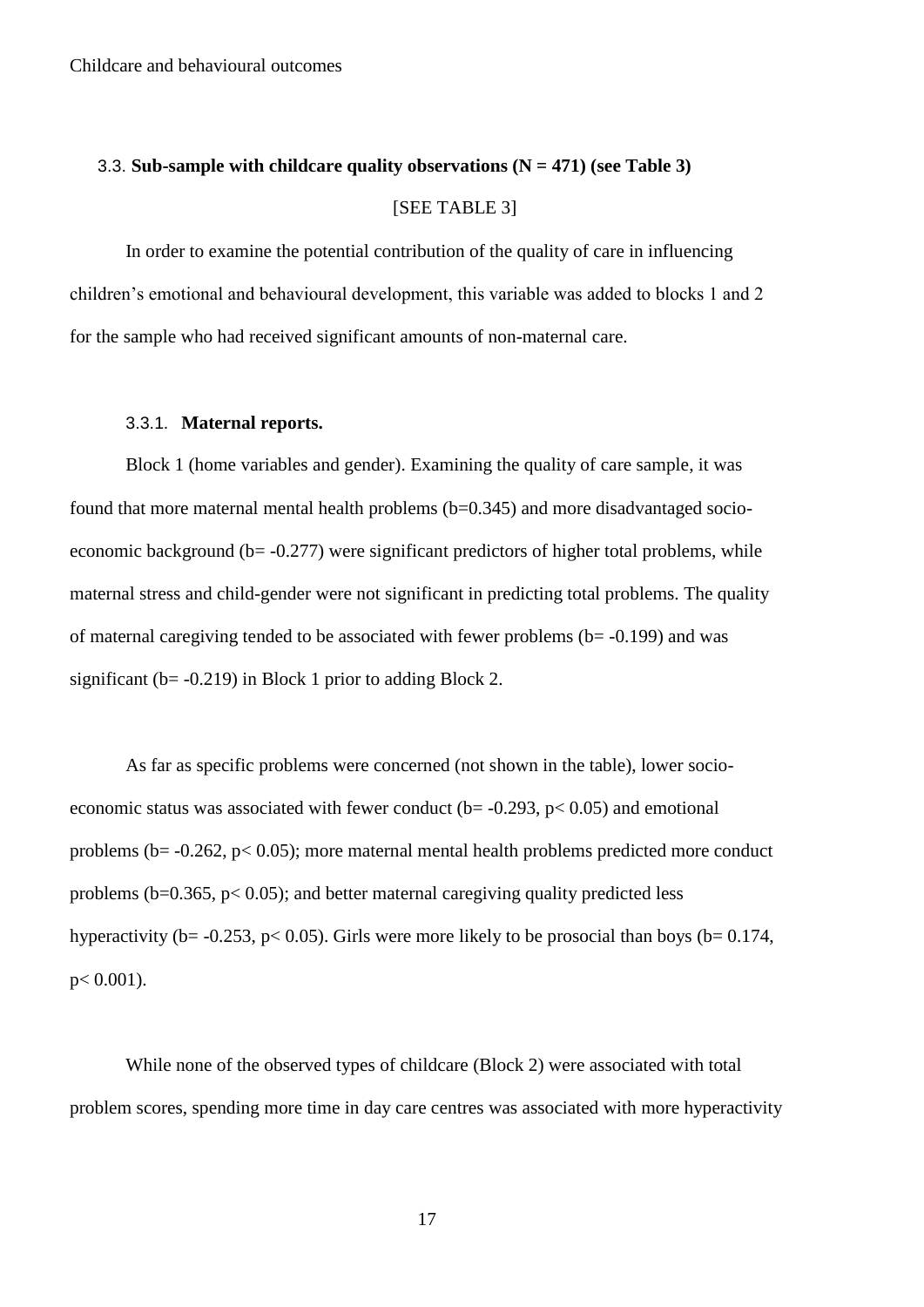### 3.3. **Sub-sample with childcare quality observations (N = 471) (see Table 3)**

[SEE TABLE 3]

In order to examine the potential contribution of the quality of care in influencing children's emotional and behavioural development, this variable was added to blocks 1 and 2 for the sample who had received significant amounts of non-maternal care.

#### 3.3.1. **Maternal reports.**

Block 1 (home variables and gender). Examining the quality of care sample, it was found that more maternal mental health problems (b=0.345) and more disadvantaged socio-economic background (b= -0.277) were significant predictors of higher total problems, while maternal stress and child-gender were not significant in predicting total problems. The quality of maternal caregiving tended to be associated with fewer problems (b= -0.199) and was significant (b= -0.219) in Block 1 prior to adding Block 2.

As far as specific problems were concerned (not shown in the table), lower socio-economic status was associated with fewer conduct (b= -0.293, $p < 0.05$) and emotional problems (b= -0.262, $p < 0.05$); more maternal mental health problems predicted more conduct problems (b=0.365, $p < 0.05$); and better maternal caregiving quality predicted less hyperactivity (b= -0.253, $p < 0.05$). Girls were more likely to be prosocial than boys (b= 0.174, $p < 0.001$).

While none of the observed types of childcare (Block 2) were associated with total problem scores, spending more time in day care centres was associated with more hyperactivity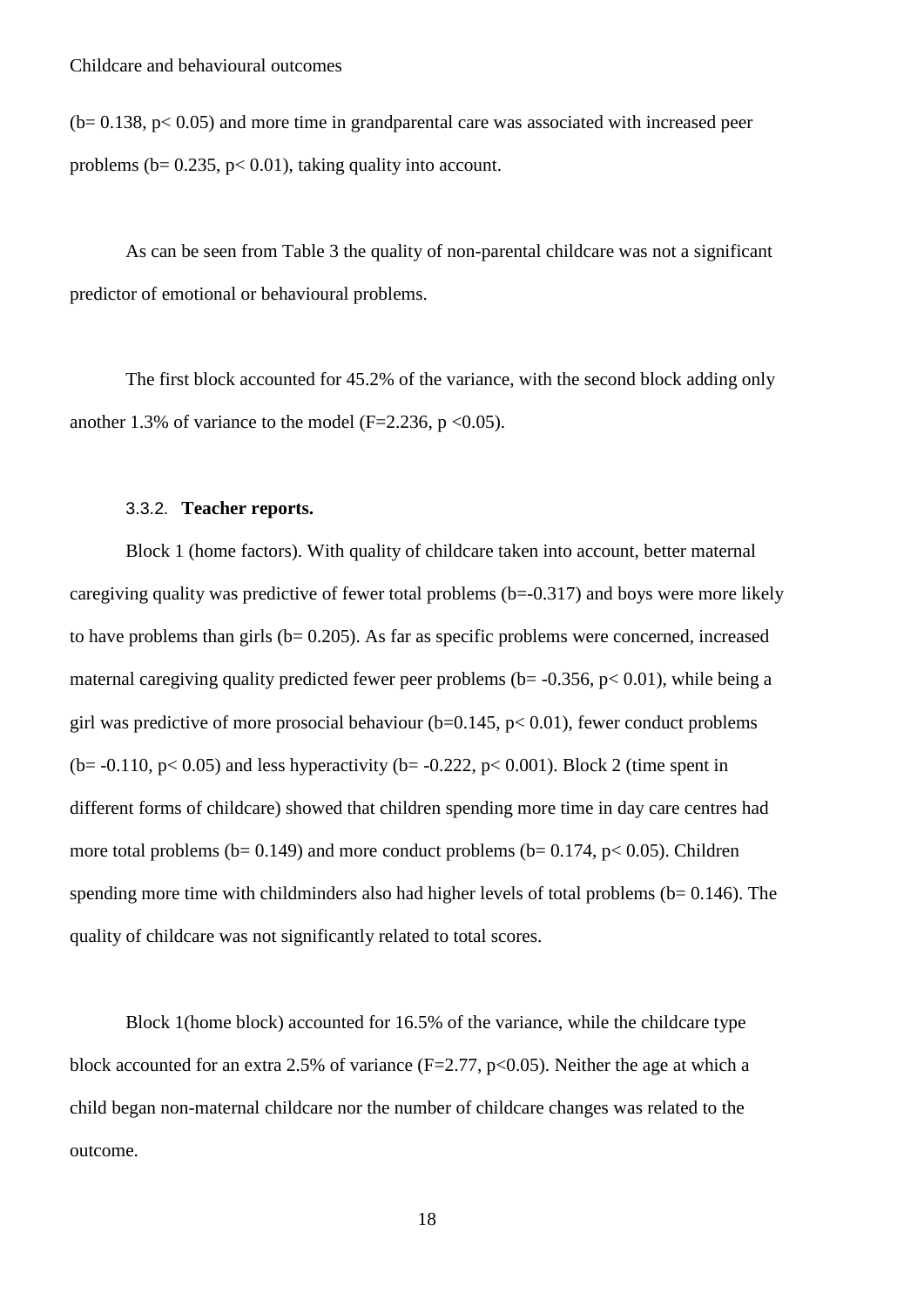($b= 0.138$, $p< 0.05$) and more time in grandparental care was associated with increased peer problems ($b= 0.235$, $p< 0.01$), taking quality into account.

As can be seen from Table 3 the quality of non-parental childcare was not a significant predictor of emotional or behavioural problems.

The first block accounted for 45.2% of the variance, with the second block adding only another 1.3% of variance to the model ($F=2.236$, $p <0.05$).

#### 3.3.2. **Teacher reports.**

Block 1 (home factors). With quality of childcare taken into account, better maternal caregiving quality was predictive of fewer total problems ($b=-0.317$) and boys were more likely to have problems than girls ($b= 0.205$). As far as specific problems were concerned, increased maternal caregiving quality predicted fewer peer problems ($b= -0.356$, $p< 0.01$), while being a girl was predictive of more prosocial behaviour ($b=0.145$, $p< 0.01$), fewer conduct problems ($b= -0.110$, $p< 0.05$) and less hyperactivity ($b= -0.222$, $p< 0.001$). Block 2 (time spent in different forms of childcare) showed that children spending more time in day care centres had more total problems ($b= 0.149$) and more conduct problems ($b= 0.174$, $p< 0.05$). Children spending more time with childminders also had higher levels of total problems ($b= 0.146$). The quality of childcare was not significantly related to total scores.

Block 1(home block) accounted for 16.5% of the variance, while the childcare type block accounted for an extra 2.5% of variance ($F=2.77$, $p<0.05$). Neither the age at which a child began non-maternal childcare nor the number of childcare changes was related to the outcome.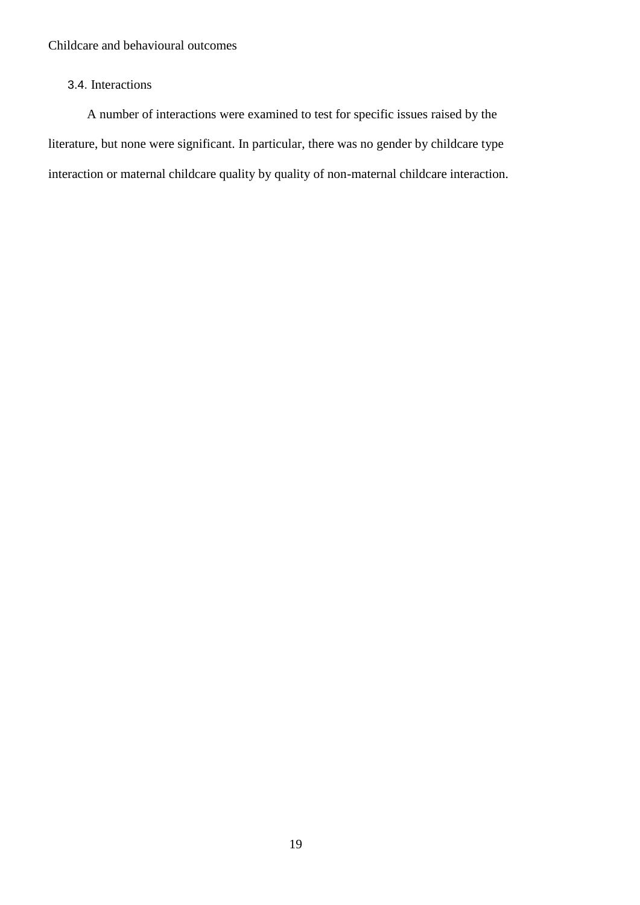### 3.4. Interactions

A number of interactions were examined to test for specific issues raised by the literature, but none were significant. In particular, there was no gender by childcare type interaction or maternal childcare quality by quality of non-maternal childcare interaction.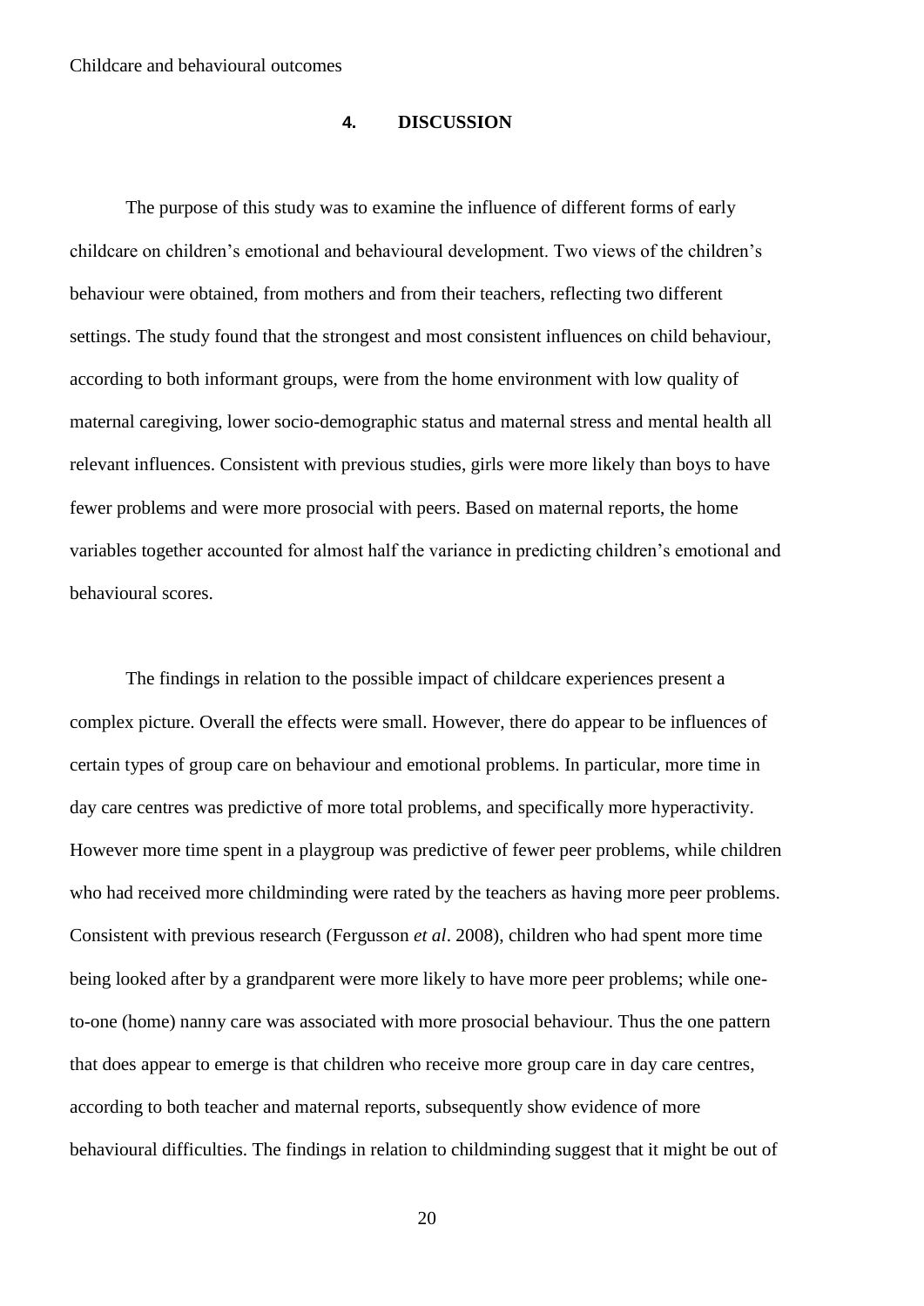## 4. DISCUSSION

The purpose of this study was to examine the influence of different forms of early childcare on children's emotional and behavioural development. Two views of the children's behaviour were obtained, from mothers and from their teachers, reflecting two different settings. The study found that the strongest and most consistent influences on child behaviour, according to both informant groups, were from the home environment with low quality of maternal caregiving, lower socio-demographic status and maternal stress and mental health all relevant influences. Consistent with previous studies, girls were more likely than boys to have fewer problems and were more prosocial with peers. Based on maternal reports, the home variables together accounted for almost half the variance in predicting children's emotional and behavioural scores.

The findings in relation to the possible impact of childcare experiences present a complex picture. Overall the effects were small. However, there do appear to be influences of certain types of group care on behaviour and emotional problems. In particular, more time in day care centres was predictive of more total problems, and specifically more hyperactivity. However more time spent in a playgroup was predictive of fewer peer problems, while children who had received more childminding were rated by the teachers as having more peer problems. Consistent with previous research (Fergusson *et al*. 2008), children who had spent more time being looked after by a grandparent were more likely to have more peer problems; while one-to-one (home) nanny care was associated with more prosocial behaviour. Thus the one pattern that does appear to emerge is that children who receive more group care in day care centres, according to both teacher and maternal reports, subsequently show evidence of more behavioural difficulties. The findings in relation to childminding suggest that it might be out of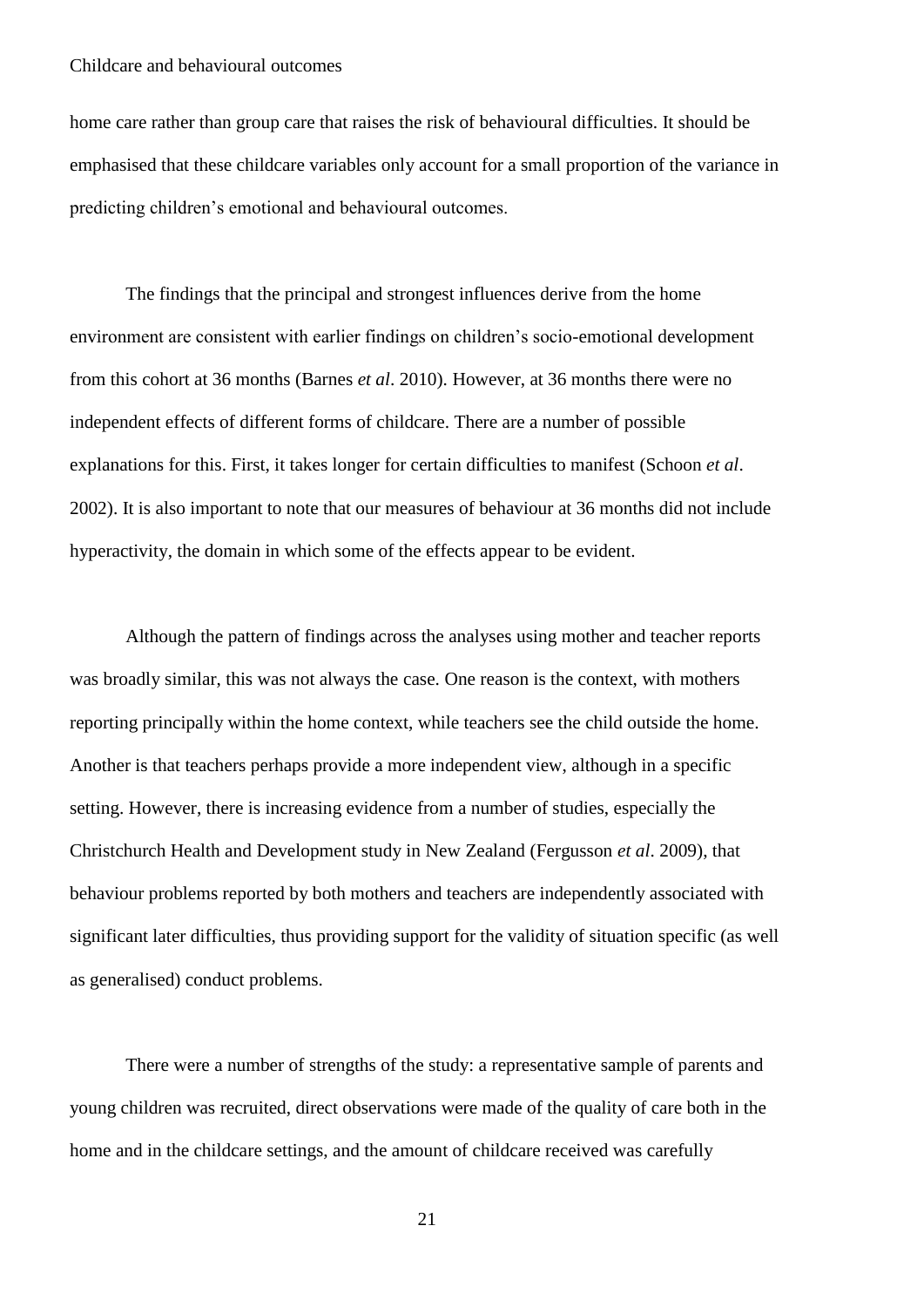home care rather than group care that raises the risk of behavioural difficulties. It should be emphasised that these childcare variables only account for a small proportion of the variance in predicting children's emotional and behavioural outcomes.

The findings that the principal and strongest influences derive from the home environment are consistent with earlier findings on children's socio-emotional development from this cohort at 36 months (Barnes *et al*. 2010). However, at 36 months there were no independent effects of different forms of childcare. There are a number of possible explanations for this. First, it takes longer for certain difficulties to manifest (Schoon *et al*. 2002). It is also important to note that our measures of behaviour at 36 months did not include hyperactivity, the domain in which some of the effects appear to be evident.

Although the pattern of findings across the analyses using mother and teacher reports was broadly similar, this was not always the case. One reason is the context, with mothers reporting principally within the home context, while teachers see the child outside the home. Another is that teachers perhaps provide a more independent view, although in a specific setting. However, there is increasing evidence from a number of studies, especially the Christchurch Health and Development study in New Zealand (Fergusson *et al*. 2009), that behaviour problems reported by both mothers and teachers are independently associated with significant later difficulties, thus providing support for the validity of situation specific (as well as generalised) conduct problems.

There were a number of strengths of the study: a representative sample of parents and young children was recruited, direct observations were made of the quality of care both in the home and in the childcare settings, and the amount of childcare received was carefully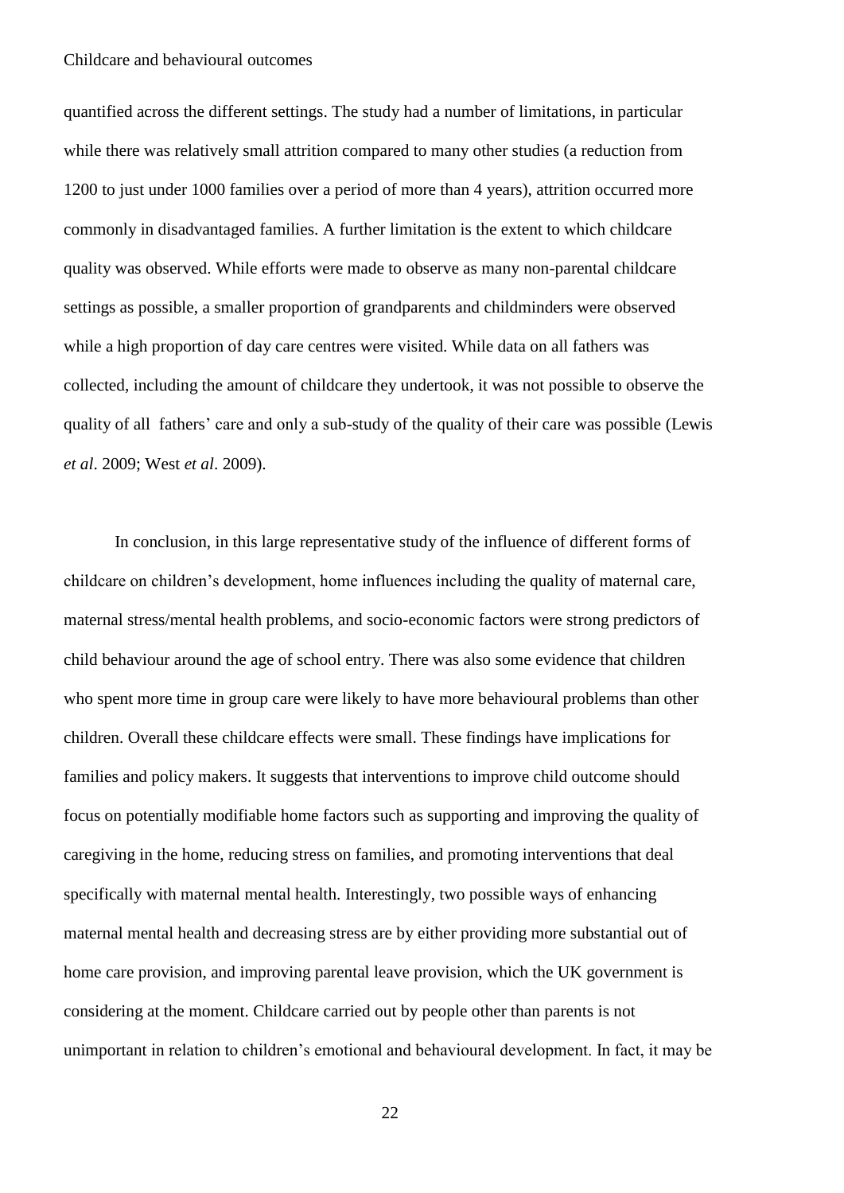quantified across the different settings. The study had a number of limitations, in particular while there was relatively small attrition compared to many other studies (a reduction from 1200 to just under 1000 families over a period of more than 4 years), attrition occurred more commonly in disadvantaged families. A further limitation is the extent to which childcare quality was observed. While efforts were made to observe as many non-parental childcare settings as possible, a smaller proportion of grandparents and childminders were observed while a high proportion of day care centres were visited. While data on all fathers was collected, including the amount of childcare they undertook, it was not possible to observe the quality of all fathers' care and only a sub-study of the quality of their care was possible (Lewis *et al*. 2009; West *et al*. 2009).

In conclusion, in this large representative study of the influence of different forms of childcare on children's development, home influences including the quality of maternal care, maternal stress/mental health problems, and socio-economic factors were strong predictors of child behaviour around the age of school entry. There was also some evidence that children who spent more time in group care were likely to have more behavioural problems than other children. Overall these childcare effects were small. These findings have implications for families and policy makers. It suggests that interventions to improve child outcome should focus on potentially modifiable home factors such as supporting and improving the quality of caregiving in the home, reducing stress on families, and promoting interventions that deal specifically with maternal mental health. Interestingly, two possible ways of enhancing maternal mental health and decreasing stress are by either providing more substantial out of home care provision, and improving parental leave provision, which the UK government is considering at the moment. Childcare carried out by people other than parents is not unimportant in relation to children's emotional and behavioural development. In fact, it may be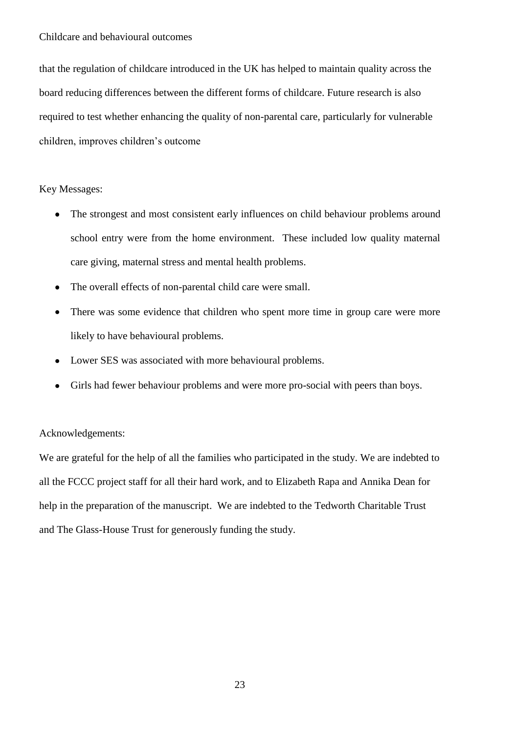that the regulation of childcare introduced in the UK has helped to maintain quality across the board reducing differences between the different forms of childcare. Future research is also required to test whether enhancing the quality of non-parental care, particularly for vulnerable children, improves children's outcome

Key Messages:

- The strongest and most consistent early influences on child behaviour problems around school entry were from the home environment. These included low quality maternal care giving, maternal stress and mental health problems.
- The overall effects of non-parental child care were small.
- There was some evidence that children who spent more time in group care were more likely to have behavioural problems.
- Lower SES was associated with more behavioural problems.
- Girls had fewer behaviour problems and were more pro-social with peers than boys.

Acknowledgements:

We are grateful for the help of all the families who participated in the study. We are indebted to all the FCCC project staff for all their hard work, and to Elizabeth Rapa and Annika Dean for help in the preparation of the manuscript. We are indebted to the Tedworth Charitable Trust and The Glass-House Trust for generously funding the study.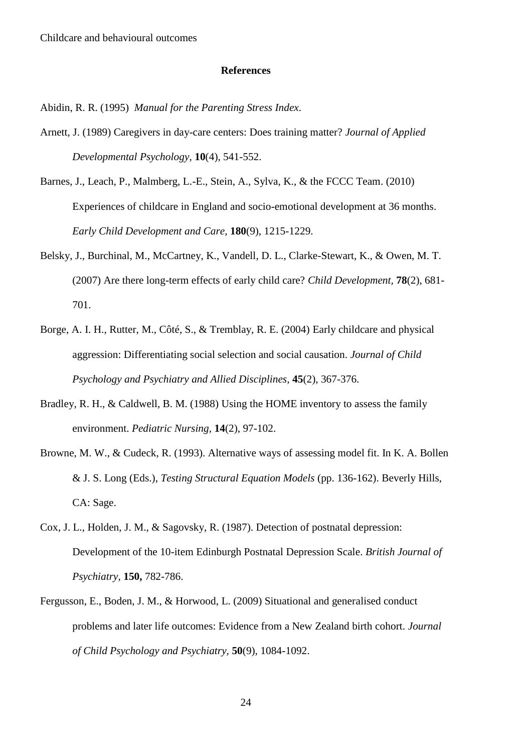## References

Abidin, R. R. (1995) *Manual for the Parenting Stress Index*.

Arnett, J. (1989) Caregivers in day-care centers: Does training matter? *Journal of Applied Developmental Psychology*, **10**(4), 541-552.

Barnes, J., Leach, P., Malmberg, L.-E., Stein, A., Sylva, K., & the FCCC Team. (2010) Experiences of childcare in England and socio-emotional development at 36 months. *Early Child Development and Care*, **180**(9), 1215-1229.

Belsky, J., Burchinal, M., McCartney, K., Vandell, D. L., Clarke-Stewart, K., & Owen, M. T. (2007) Are there long-term effects of early child care? *Child Development,* **78**(2), 681-701.

Borge, A. I. H., Rutter, M., Côté, S., & Tremblay, R. E. (2004) Early childcare and physical aggression: Differentiating social selection and social causation. *Journal of Child Psychology and Psychiatry and Allied Disciplines*, **45**(2), 367-376.

Bradley, R. H., & Caldwell, B. M. (1988) Using the HOME inventory to assess the family environment. *Pediatric Nursing*, **14**(2), 97-102.

Browne, M. W., & Cudeck, R. (1993). Alternative ways of assessing model fit. In K. A. Bollen & J. S. Long (Eds.), *Testing Structural Equation Models* (pp. 136-162). Beverly Hills, CA: Sage.

Cox, J. L., Holden, J. M., & Sagovsky, R. (1987). Detection of postnatal depression: Development of the 10-item Edinburgh Postnatal Depression Scale. *British Journal of Psychiatry*, **150,** 782-786.

Fergusson, E., Boden, J. M., & Horwood, L. (2009) Situational and generalised conduct problems and later life outcomes: Evidence from a New Zealand birth cohort. *Journal of Child Psychology and Psychiatry,* **50**(9), 1084-1092.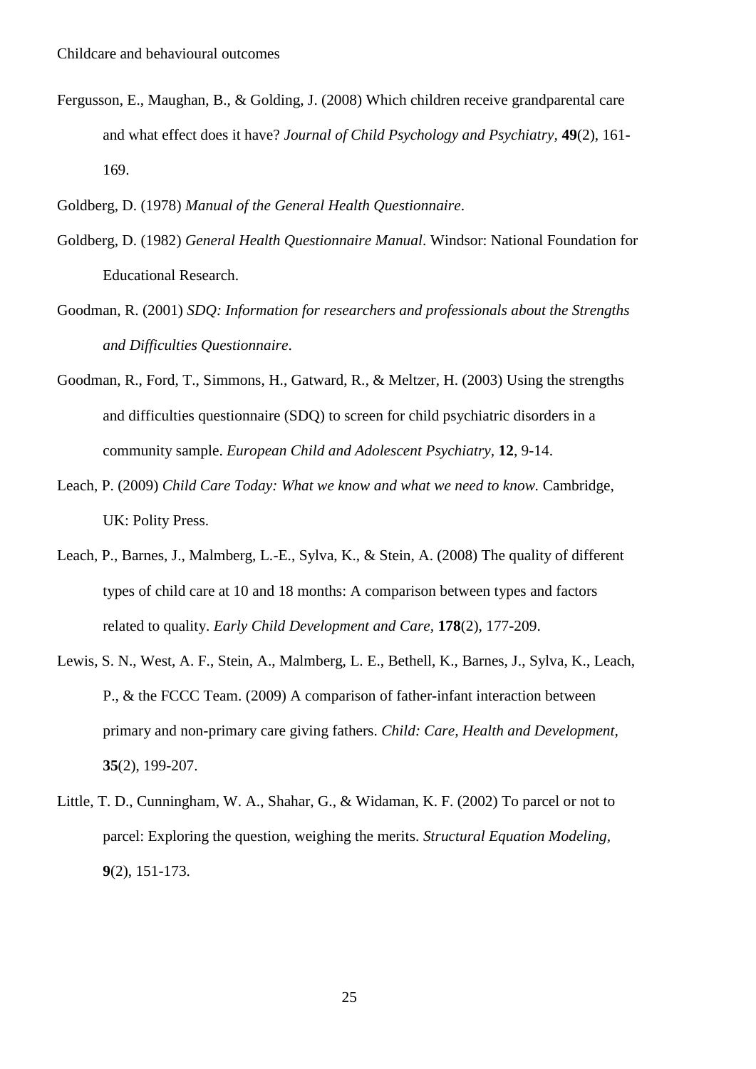Fergusson, E., Maughan, B., & Golding, J. (2008) Which children receive grandparental care and what effect does it have? *Journal of Child Psychology and Psychiatry,* **49**(2), 161-169.

Goldberg, D. (1978) *Manual of the General Health Questionnaire*.

Goldberg, D. (1982) *General Health Questionnaire Manual*. Windsor: National Foundation for Educational Research.

Goodman, R. (2001) *SDQ: Information for researchers and professionals about the Strengths and Difficulties Questionnaire*.

Goodman, R., Ford, T., Simmons, H., Gatward, R., & Meltzer, H. (2003) Using the strengths and difficulties questionnaire (SDQ) to screen for child psychiatric disorders in a community sample. *European Child and Adolescent Psychiatry,* **12**, 9-14.

Leach, P. (2009) *Child Care Today: What we know and what we need to know.* Cambridge, UK: Polity Press.

Leach, P., Barnes, J., Malmberg, L.-E., Sylva, K., & Stein, A. (2008) The quality of different types of child care at 10 and 18 months: A comparison between types and factors related to quality. *Early Child Development and Care,* **178**(2), 177-209.

Lewis, S. N., West, A. F., Stein, A., Malmberg, L. E., Bethell, K., Barnes, J., Sylva, K., Leach, P., & the FCCC Team. (2009) A comparison of father-infant interaction between primary and non-primary care giving fathers. *Child: Care, Health and Development,* **35**(2), 199-207.

Little, T. D., Cunningham, W. A., Shahar, G., & Widaman, K. F. (2002) To parcel or not to parcel: Exploring the question, weighing the merits. *Structural Equation Modeling,* **9**(2), 151-173.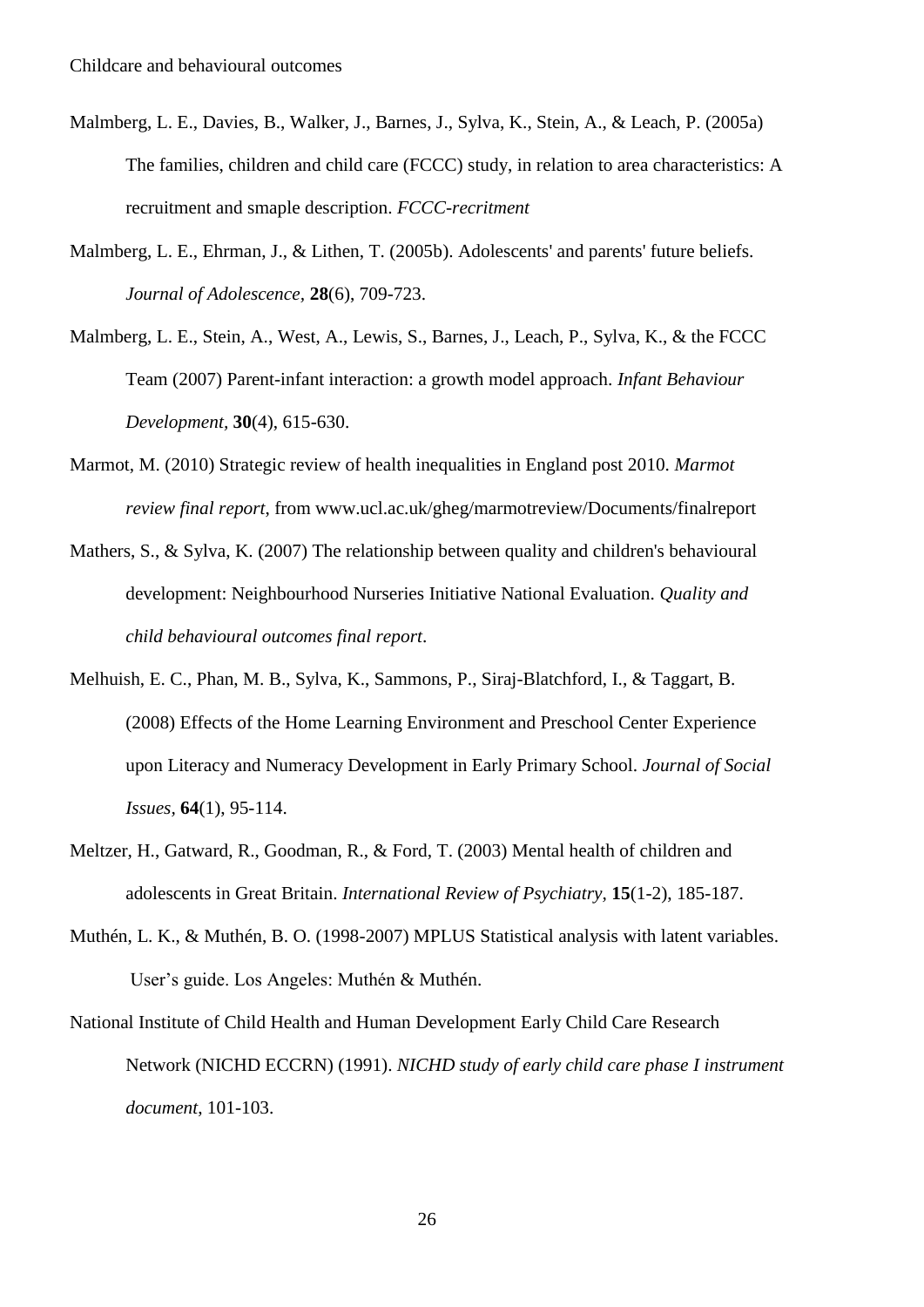Malmberg, L. E., Davies, B., Walker, J., Barnes, J., Sylva, K., Stein, A., & Leach, P. (2005a) The families, children and child care (FCCC) study, in relation to area characteristics: A recruitment and smaple description. *FCCC-recritment*

Malmberg, L. E., Ehrman, J., & Lithen, T. (2005b). Adolescents' and parents' future beliefs. *Journal of Adolescence*, **28**(6), 709-723.

Malmberg, L. E., Stein, A., West, A., Lewis, S., Barnes, J., Leach, P., Sylva, K., & the FCCC Team (2007) Parent-infant interaction: a growth model approach. *Infant Behaviour Development*, **30**(4), 615-630.

Marmot, M. (2010) Strategic review of health inequalities in England post 2010. *Marmot review final report*, from www.ucl.ac.uk/gheg/marmotreview/Documents/finalreport

Mathers, S., & Sylva, K. (2007) The relationship between quality and children's behavioural development: Neighbourhood Nurseries Initiative National Evaluation. *Quality and child behavioural outcomes final report*.

Melhuish, E. C., Phan, M. B., Sylva, K., Sammons, P., Siraj-Blatchford, I., & Taggart, B. (2008) Effects of the Home Learning Environment and Preschool Center Experience upon Literacy and Numeracy Development in Early Primary School. *Journal of Social Issues*, **64**(1), 95-114.

Meltzer, H., Gatward, R., Goodman, R., & Ford, T. (2003) Mental health of children and adolescents in Great Britain. *International Review of Psychiatry*, **15**(1-2), 185-187.

Muthén, L. K., & Muthén, B. O. (1998-2007) MPLUS Statistical analysis with latent variables. User's guide. Los Angeles: Muthén & Muthén.

National Institute of Child Health and Human Development Early Child Care Research Network (NICHD ECCRN) (1991). *NICHD study of early child care phase I instrument document*, 101-103.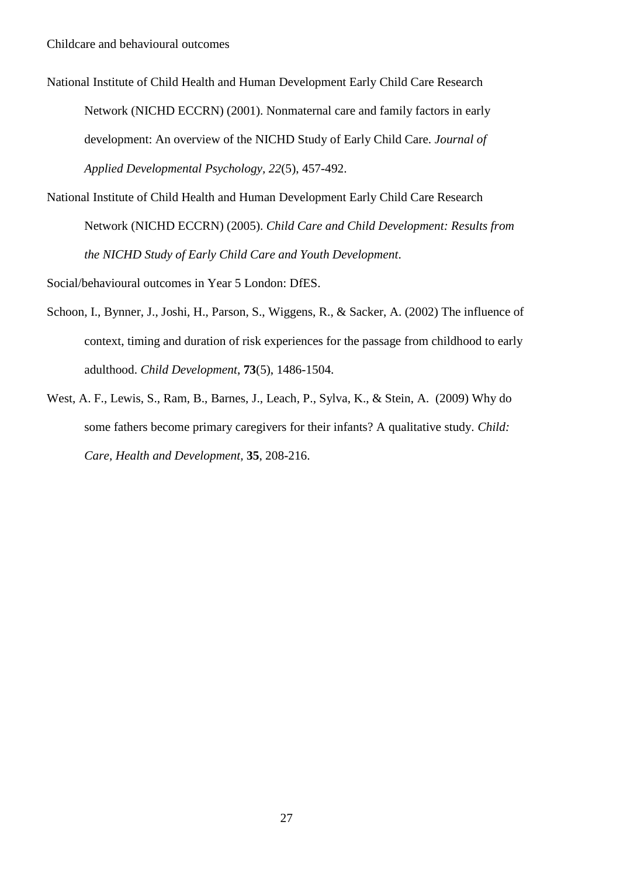National Institute of Child Health and Human Development Early Child Care Research Network (NICHD ECCRN) (2001). Nonmaternal care and family factors in early development: An overview of the NICHD Study of Early Child Care. *Journal of Applied Developmental Psychology, 22*(5), 457-492.

National Institute of Child Health and Human Development Early Child Care Research Network (NICHD ECCRN) (2005). *Child Care and Child Development: Results from the NICHD Study of Early Child Care and Youth Development*.

Social/behavioural outcomes in Year 5 London: DfES.

Schoon, I., Bynner, J., Joshi, H., Parson, S., Wiggens, R., & Sacker, A. (2002) The influence of context, timing and duration of risk experiences for the passage from childhood to early adulthood. *Child Development*, **73**(5), 1486-1504.

West, A. F., Lewis, S., Ram, B., Barnes, J., Leach, P., Sylva, K., & Stein, A. (2009) Why do some fathers become primary caregivers for their infants? A qualitative study. *Child: Care, Health and Development,* **35**, 208-216.